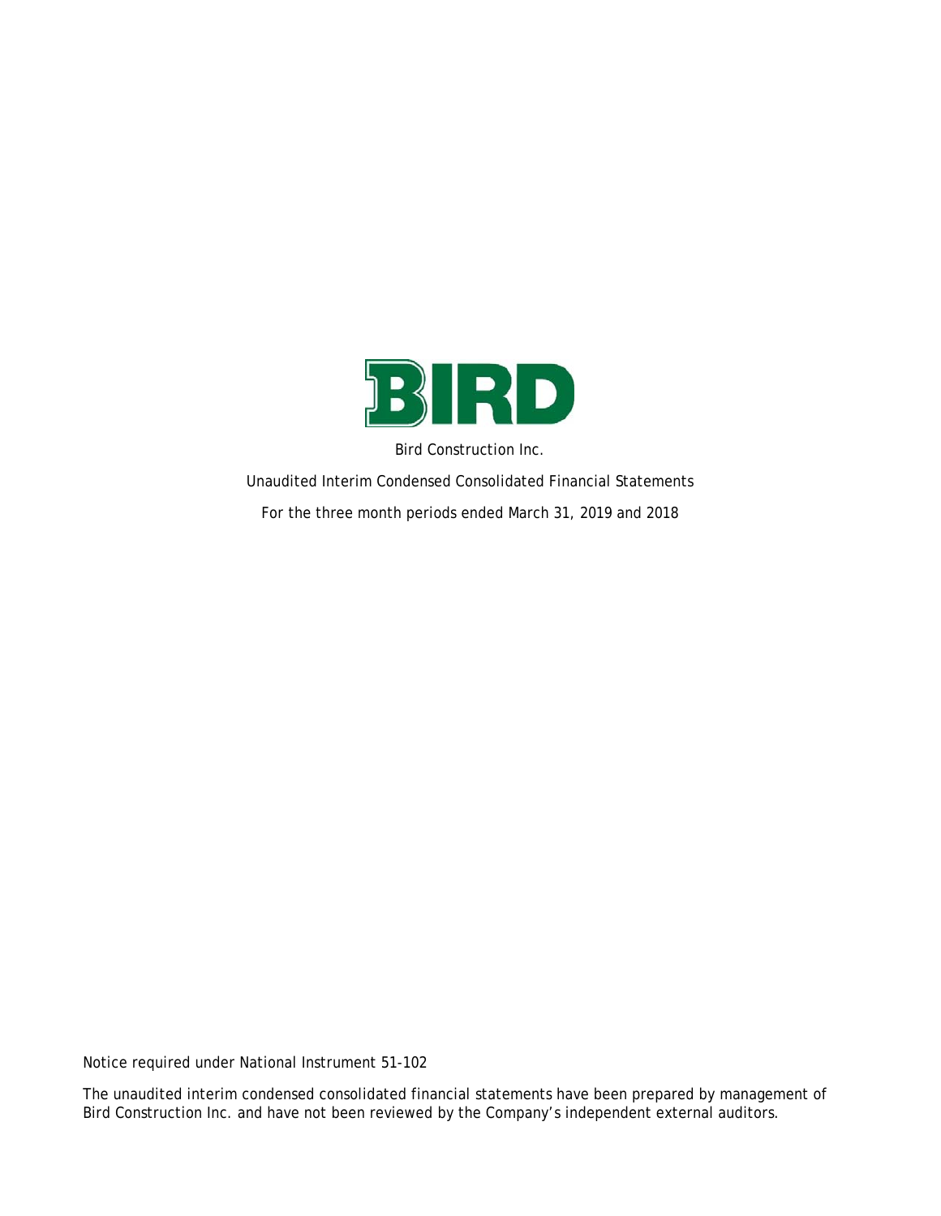BIRD

Bird Construction Inc.

Unaudited Interim Condensed Consolidated Financial Statements

For the three month periods ended March 31, 2019 and 2018

Notice required under National Instrument 51-102

The unaudited interim condensed consolidated financial statements have been prepared by management of Bird Construction Inc. and have not been reviewed by the Company's independent external auditors.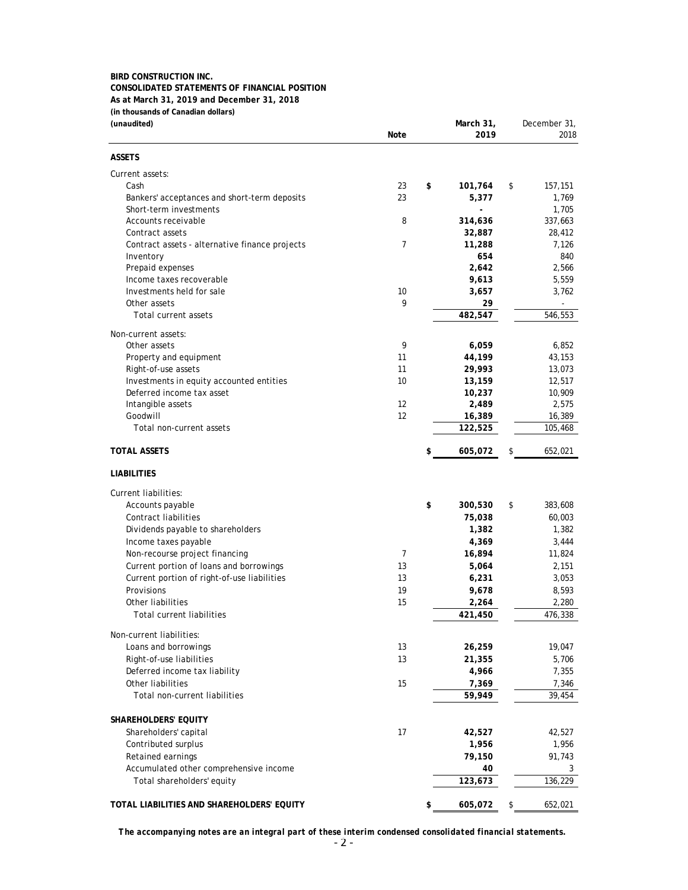**BIRD CONSTRUCTION INC.**
**CONSOLIDATED STATEMENTS OF FINANCIAL POSITION**
**As at March 31, 2019 and December 31, 2018**
***(in thousands of Canadian dollars)***
**(unaudited)**

| | Note | March 31, 2019 | December 31, 2018 |
|---|---|---|---|
| **ASSETS** | | | |
| Current assets: | | | |
| Cash | 23 | **$ 101,764** | $ 157,151 |
| Bankers' acceptances and short-term deposits | 23 | **5,377** | 1,769 |
| Short-term investments | | **-** | 1,705 |
| Accounts receivable | 8 | **314,636** | 337,663 |
| Contract assets | | **32,887** | 28,412 |
| Contract assets - alternative finance projects | 7 | **11,288** | 7,126 |
| Inventory | | **654** | 840 |
| Prepaid expenses | | **2,642** | 2,566 |
| Income taxes recoverable | | **9,613** | 5,559 |
| Investments held for sale | 10 | **3,657** | 3,762 |
| Other assets | 9 | **29** | - |
| Total current assets | | **482,547** | 546,553 |
| Non-current assets: | | | |
| Other assets | 9 | **6,059** | 6,852 |
| Property and equipment | 11 | **44,199** | 43,153 |
| Right-of-use assets | 11 | **29,993** | 13,073 |
| Investments in equity accounted entities | 10 | **13,159** | 12,517 |
| Deferred income tax asset | | **10,237** | 10,909 |
| Intangible assets | 12 | **2,489** | 2,575 |
| Goodwill | 12 | **16,389** | 16,389 |
| Total non-current assets | | **122,525** | 105,468 |
| **TOTAL ASSETS** | | **$ 605,072** | $ 652,021 |
| **LIABILITIES** | | | |
| Current liabilities: | | | |
| Accounts payable | | **$ 300,530** | $ 383,608 |
| Contract liabilities | | **75,038** | 60,003 |
| Dividends payable to shareholders | | **1,382** | 1,382 |
| Income taxes payable | | **4,369** | 3,444 |
| Non-recourse project financing | 7 | **16,894** | 11,824 |
| Current portion of loans and borrowings | 13 | **5,064** | 2,151 |
| Current portion of right-of-use liabilities | 13 | **6,231** | 3,053 |
| Provisions | 19 | **9,678** | 8,593 |
| Other liabilities | 15 | **2,264** | 2,280 |
| Total current liabilities | | **421,450** | 476,338 |
| Non-current liabilities: | | | |
| Loans and borrowings | 13 | **26,259** | 19,047 |
| Right-of-use liabilities | 13 | **21,355** | 5,706 |
| Deferred income tax liability | | **4,966** | 7,355 |
| Other liabilities | 15 | **7,369** | 7,346 |
| Total non-current liabilities | | **59,949** | 39,454 |
| **SHAREHOLDERS' EQUITY** | | | |
| Shareholders' capital | 17 | **42,527** | 42,527 |
| Contributed surplus | | **1,956** | 1,956 |
| Retained earnings | | **79,150** | 91,743 |
| Accumulated other comprehensive income | | **40** | 3 |
| Total shareholders' equity | | **123,673** | 136,229 |
| **TOTAL LIABILITIES AND SHAREHOLDERS' EQUITY** | | **$ 605,072** | $ 652,021 |

***The accompanying notes are an integral part of these interim condensed consolidated financial statements.***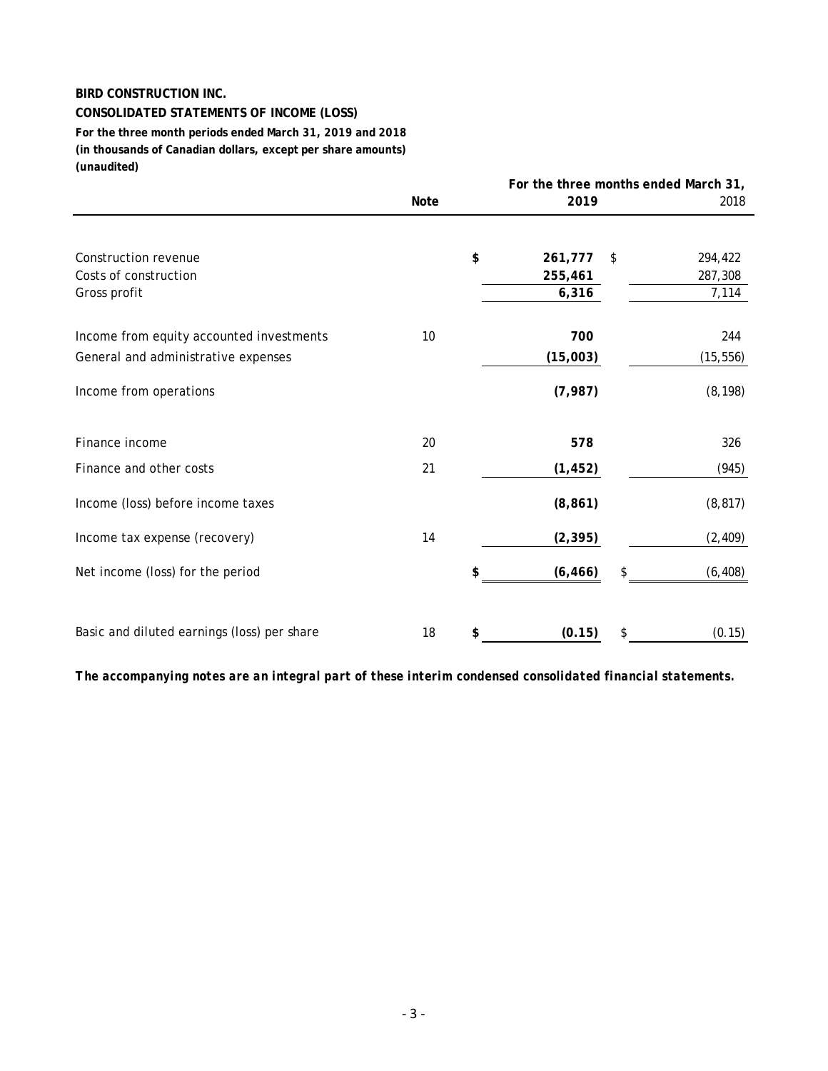**BIRD CONSTRUCTION INC.**

**CONSOLIDATED STATEMENTS OF INCOME (LOSS)**

**For the three month periods ended March 31, 2019 and 2018**

**(in thousands of Canadian dollars, except per share amounts)**

**(unaudited)**

| | Note | For the three months ended March 31, 2019 | 2018 |
|---|---|---|---|
| Construction revenue | | **$ 261,777** | $ 294,422 |
| Costs of construction | | **255,461** | 287,308 |
| Gross profit | | **6,316** | 7,114 |
| Income from equity accounted investments | 10 | **700** | 244 |
| General and administrative expenses | | **(15,003)** | (15,556) |
| Income from operations | | **(7,987)** | (8,198) |
| Finance income | 20 | **578** | 326 |
| Finance and other costs | 21 | **(1,452)** | (945) |
| Income (loss) before income taxes | | **(8,861)** | (8,817) |
| Income tax expense (recovery) | 14 | **(2,395)** | (2,409) |
| Net income (loss) for the period | | **$ (6,466)** | $ (6,408) |
| Basic and diluted earnings (loss) per share | 18 | **$ (0.15)** | $ (0.15) |

***The accompanying notes are an integral part of these interim condensed consolidated financial statements.***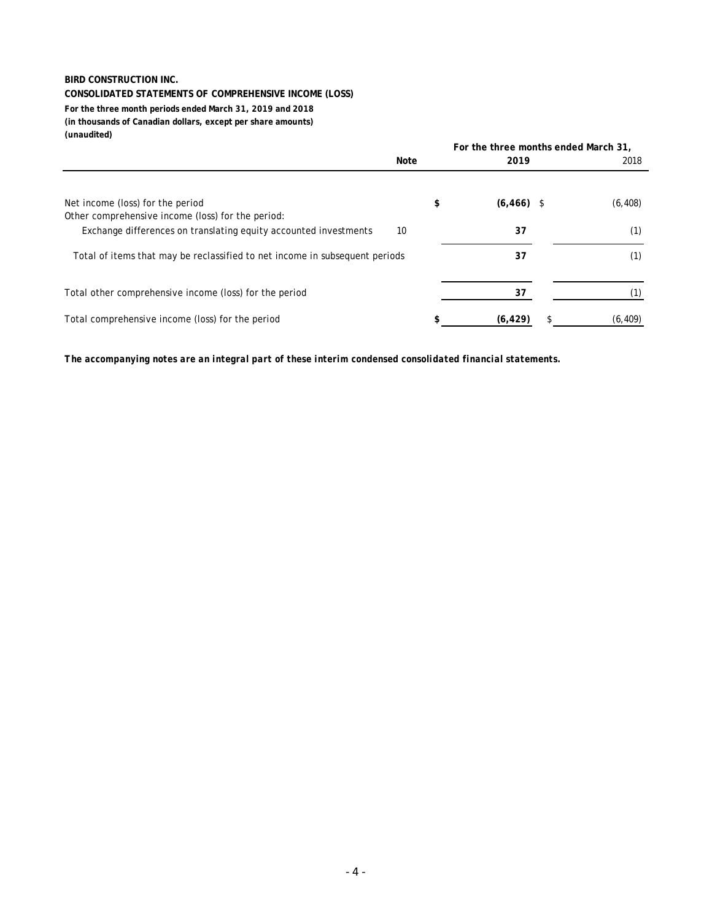**BIRD CONSTRUCTION INC.**

**CONSOLIDATED STATEMENTS OF COMPREHENSIVE INCOME (LOSS)**

**For the three month periods ended March 31, 2019 and 2018**

**(in thousands of Canadian dollars, except per share amounts)**

**(unaudited)**

| | Note | For the three months ended March 31, 2019 | 2018 |
|---|---|---|---|
| Net income (loss) for the period | | **$ (6,466)** | $ (6,408) |
| Other comprehensive income (loss) for the period: | | | |
| Exchange differences on translating equity accounted investments | 10 | **37** | (1) |
| Total of items that may be reclassified to net income in subsequent periods | | **37** | (1) |
| Total other comprehensive income (loss) for the period | | **37** | (1) |
| Total comprehensive income (loss) for the period | | **$ (6,429)** | $ (6,409) |

***The accompanying notes are an integral part of these interim condensed consolidated financial statements.***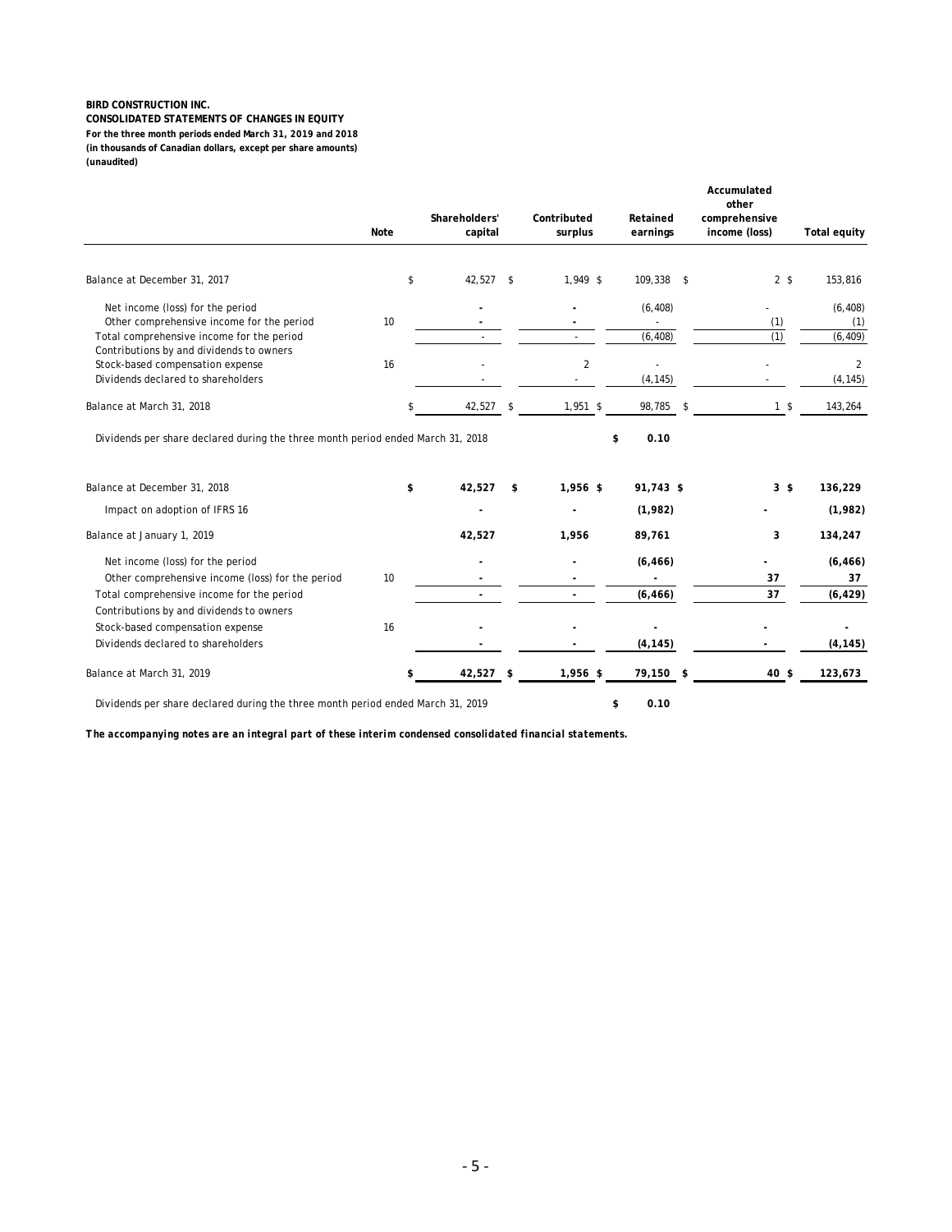**BIRD CONSTRUCTION INC.**
**CONSOLIDATED STATEMENTS OF CHANGES IN EQUITY**
**For the three month periods ended March 31, 2019 and 2018**
**(in thousands of Canadian dollars, except per share amounts)**
**(unaudited)**

| | Note | Shareholders' capital | Contributed surplus | Retained earnings | Accumulated other comprehensive income (loss) | Total equity |
|---|---|---|---|---|---|---|
| Balance at December 31, 2017 | | $ 42,527 | $ 1,949 | $ 109,338 | $ 2 | $ 153,816 |
| Net income (loss) for the period | | - | - | (6,408) | - | (6,408) |
| Other comprehensive income for the period | 10 | - | - | - | (1) | (1) |
| Total comprehensive income for the period | | - | - | (6,408) | (1) | (6,409) |
| Contributions by and dividends to owners | | | | | | |
| Stock-based compensation expense | 16 | - | 2 | - | - | 2 |
| Dividends declared to shareholders | | - | - | (4,145) | - | (4,145) |
| Balance at March 31, 2018 | | $ 42,527 | $ 1,951 | $ 98,785 | $ 1 | $ 143,264 |
| Dividends per share declared during the three month period ended March 31, 2018 | | | | $ 0.10 | | |
| **Balance at December 31, 2018** | | **$ 42,527** | **$ 1,956** | **$ 91,743** | **$ 3** | **$ 136,229** |
| Impact on adoption of IFRS 16 | | **-** | **-** | **(1,982)** | **-** | **(1,982)** |
| Balance at January 1, 2019 | | **42,527** | **1,956** | **89,761** | **3** | **134,247** |
| Net income (loss) for the period | | **-** | **-** | **(6,466)** | **-** | **(6,466)** |
| Other comprehensive income (loss) for the period | 10 | **-** | **-** | **-** | **37** | **37** |
| Total comprehensive income for the period | | **-** | **-** | **(6,466)** | **37** | **(6,429)** |
| Contributions by and dividends to owners | | | | | | |
| Stock-based compensation expense | 16 | **-** | **-** | **-** | **-** | **-** |
| Dividends declared to shareholders | | **-** | **-** | **(4,145)** | **-** | **(4,145)** |
| Balance at March 31, 2019 | | **$ 42,527** | **$ 1,956** | **$ 79,150** | **$ 40** | **$ 123,673** |
| Dividends per share declared during the three month period ended March 31, 2019 | | | | **$ 0.10** | | |

***The accompanying notes are an integral part of these interim condensed consolidated financial statements.***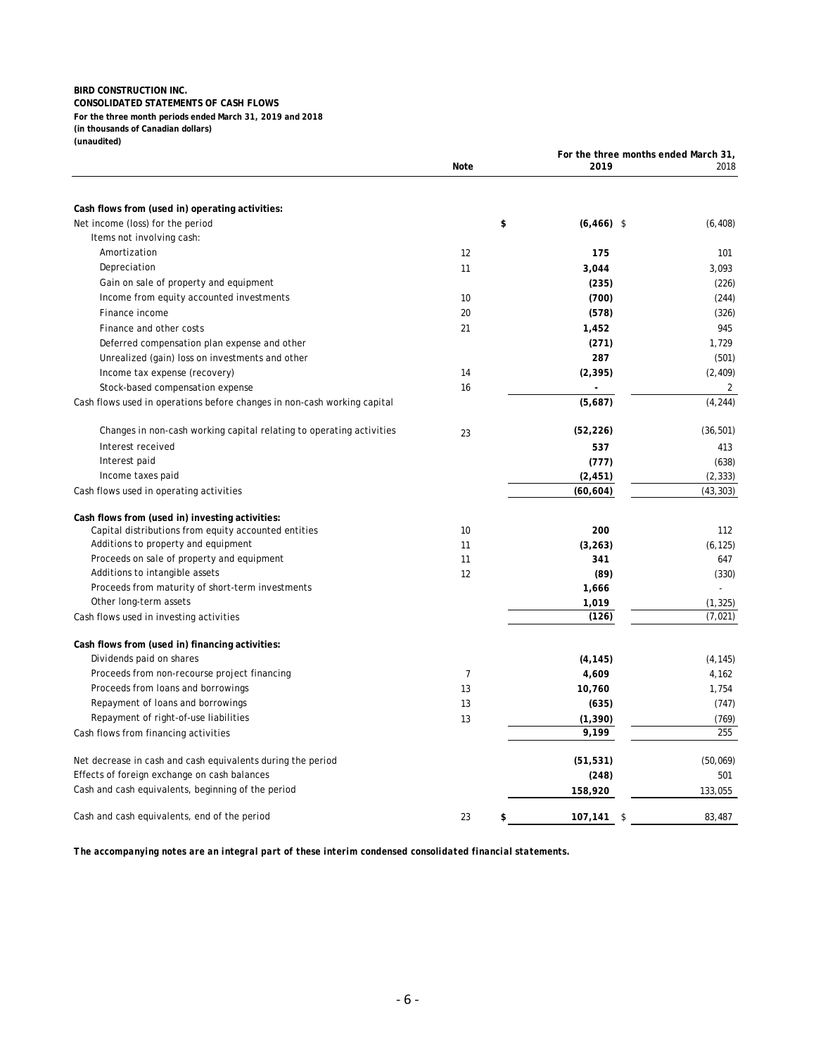**BIRD CONSTRUCTION INC.**
**CONSOLIDATED STATEMENTS OF CASH FLOWS**
**For the three month periods ended March 31, 2019 and 2018**
**(in thousands of Canadian dollars)**
**(unaudited)**

| | Note | For the three months ended March 31, 2019 | 2018 |
|---|---|---|---|
| **Cash flows from (used in) operating activities:** | | | |
| Net income (loss) for the period | | **$ (6,466)** | $ (6,408) |
| Items not involving cash: | | | |
| Amortization | 12 | **175** | 101 |
| Depreciation | 11 | **3,044** | 3,093 |
| Gain on sale of property and equipment | | **(235)** | (226) |
| Income from equity accounted investments | 10 | **(700)** | (244) |
| Finance income | 20 | **(578)** | (326) |
| Finance and other costs | 21 | **1,452** | 945 |
| Deferred compensation plan expense and other | | **(271)** | 1,729 |
| Unrealized (gain) loss on investments and other | | **287** | (501) |
| Income tax expense (recovery) | 14 | **(2,395)** | (2,409) |
| Stock-based compensation expense | 16 | **-** | 2 |
| Cash flows used in operations before changes in non-cash working capital | | **(5,687)** | (4,244) |
| Changes in non-cash working capital relating to operating activities | 23 | **(52,226)** | (36,501) |
| Interest received | | **537** | 413 |
| Interest paid | | **(777)** | (638) |
| Income taxes paid | | **(2,451)** | (2,333) |
| Cash flows used in operating activities | | **(60,604)** | (43,303) |
| **Cash flows from (used in) investing activities:** | | | |
| Capital distributions from equity accounted entities | 10 | **200** | 112 |
| Additions to property and equipment | 11 | **(3,263)** | (6,125) |
| Proceeds on sale of property and equipment | 11 | **341** | 647 |
| Additions to intangible assets | 12 | **(89)** | (330) |
| Proceeds from maturity of short-term investments | | **1,666** | - |
| Other long-term assets | | **1,019** | (1,325) |
| Cash flows used in investing activities | | **(126)** | (7,021) |
| **Cash flows from (used in) financing activities:** | | | |
| Dividends paid on shares | | **(4,145)** | (4,145) |
| Proceeds from non-recourse project financing | 7 | **4,609** | 4,162 |
| Proceeds from loans and borrowings | 13 | **10,760** | 1,754 |
| Repayment of loans and borrowings | 13 | **(635)** | (747) |
| Repayment of right-of-use liabilities | 13 | **(1,390)** | (769) |
| Cash flows from financing activities | | **9,199** | 255 |
| Net decrease in cash and cash equivalents during the period | | **(51,531)** | (50,069) |
| Effects of foreign exchange on cash balances | | **(248)** | 501 |
| Cash and cash equivalents, beginning of the period | | **158,920** | 133,055 |
| Cash and cash equivalents, end of the period | 23 | **$ 107,141** | $ 83,487 |

***The accompanying notes are an integral part of these interim condensed consolidated financial statements.***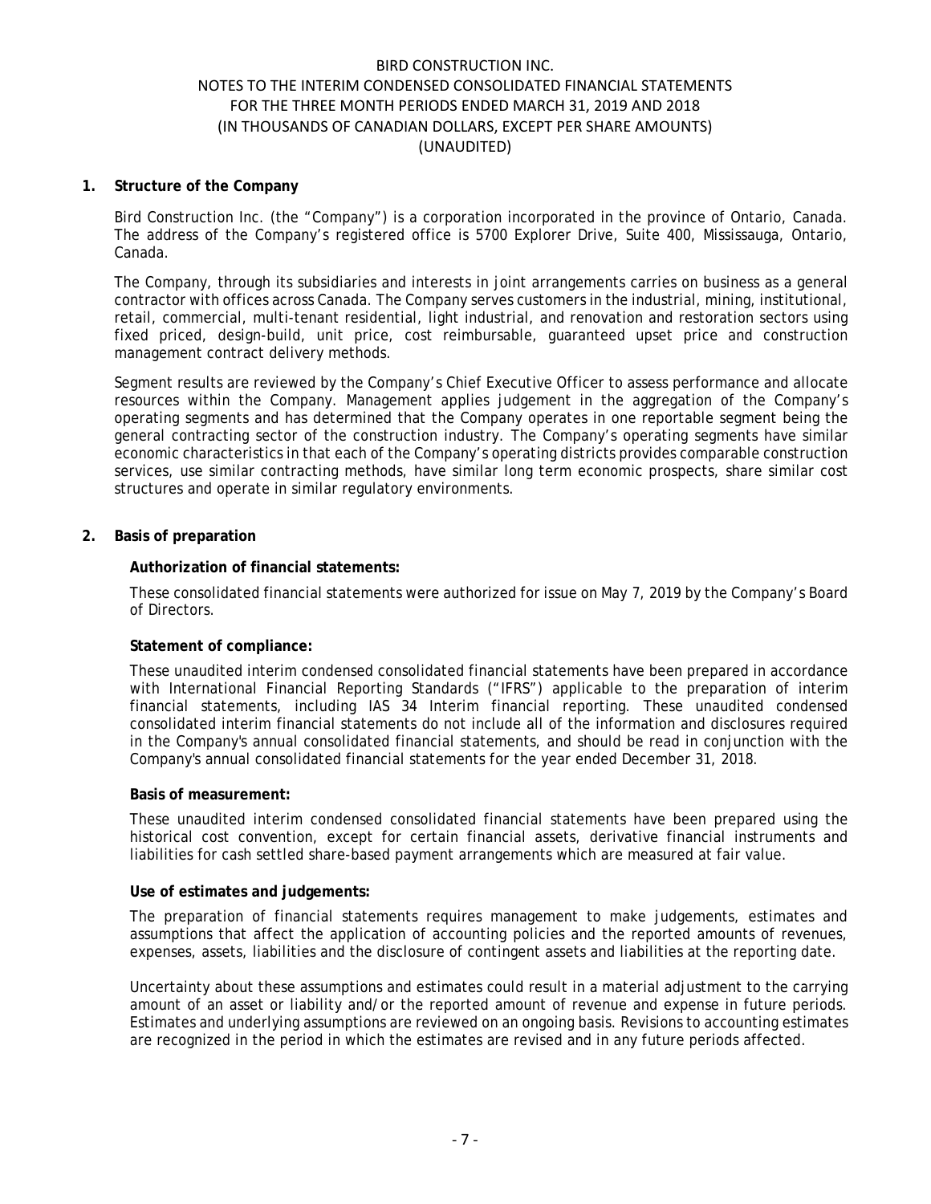# BIRD CONSTRUCTION INC.
## NOTES TO THE INTERIM CONDENSED CONSOLIDATED FINANCIAL STATEMENTS
## FOR THE THREE MONTH PERIODS ENDED MARCH 31, 2019 AND 2018
## (IN THOUSANDS OF CANADIAN DOLLARS, EXCEPT PER SHARE AMOUNTS)
## (UNAUDITED)

**1. Structure of the Company**

Bird Construction Inc. (the "Company") is a corporation incorporated in the province of Ontario, Canada. The address of the Company's registered office is 5700 Explorer Drive, Suite 400, Mississauga, Ontario, Canada.

The Company, through its subsidiaries and interests in joint arrangements carries on business as a general contractor with offices across Canada. The Company serves customers in the industrial, mining, institutional, retail, commercial, multi-tenant residential, light industrial, and renovation and restoration sectors using fixed priced, design-build, unit price, cost reimbursable, guaranteed upset price and construction management contract delivery methods.

Segment results are reviewed by the Company's Chief Executive Officer to assess performance and allocate resources within the Company. Management applies judgement in the aggregation of the Company's operating segments and has determined that the Company operates in one reportable segment being the general contracting sector of the construction industry. The Company's operating segments have similar economic characteristics in that each of the Company's operating districts provides comparable construction services, use similar contracting methods, have similar long term economic prospects, share similar cost structures and operate in similar regulatory environments.

**2. Basis of preparation**

**Authorization of financial statements:**

These consolidated financial statements were authorized for issue on May 7, 2019 by the Company's Board of Directors.

**Statement of compliance:**

These unaudited interim condensed consolidated financial statements have been prepared in accordance with International Financial Reporting Standards ("IFRS") applicable to the preparation of interim financial statements, including IAS 34 Interim financial reporting. These unaudited condensed consolidated interim financial statements do not include all of the information and disclosures required in the Company's annual consolidated financial statements, and should be read in conjunction with the Company's annual consolidated financial statements for the year ended December 31, 2018.

**Basis of measurement:**

These unaudited interim condensed consolidated financial statements have been prepared using the historical cost convention, except for certain financial assets, derivative financial instruments and liabilities for cash settled share-based payment arrangements which are measured at fair value.

**Use of estimates and judgements:**

The preparation of financial statements requires management to make judgements, estimates and assumptions that affect the application of accounting policies and the reported amounts of revenues, expenses, assets, liabilities and the disclosure of contingent assets and liabilities at the reporting date.

Uncertainty about these assumptions and estimates could result in a material adjustment to the carrying amount of an asset or liability and/or the reported amount of revenue and expense in future periods. Estimates and underlying assumptions are reviewed on an ongoing basis. Revisions to accounting estimates are recognized in the period in which the estimates are revised and in any future periods affected.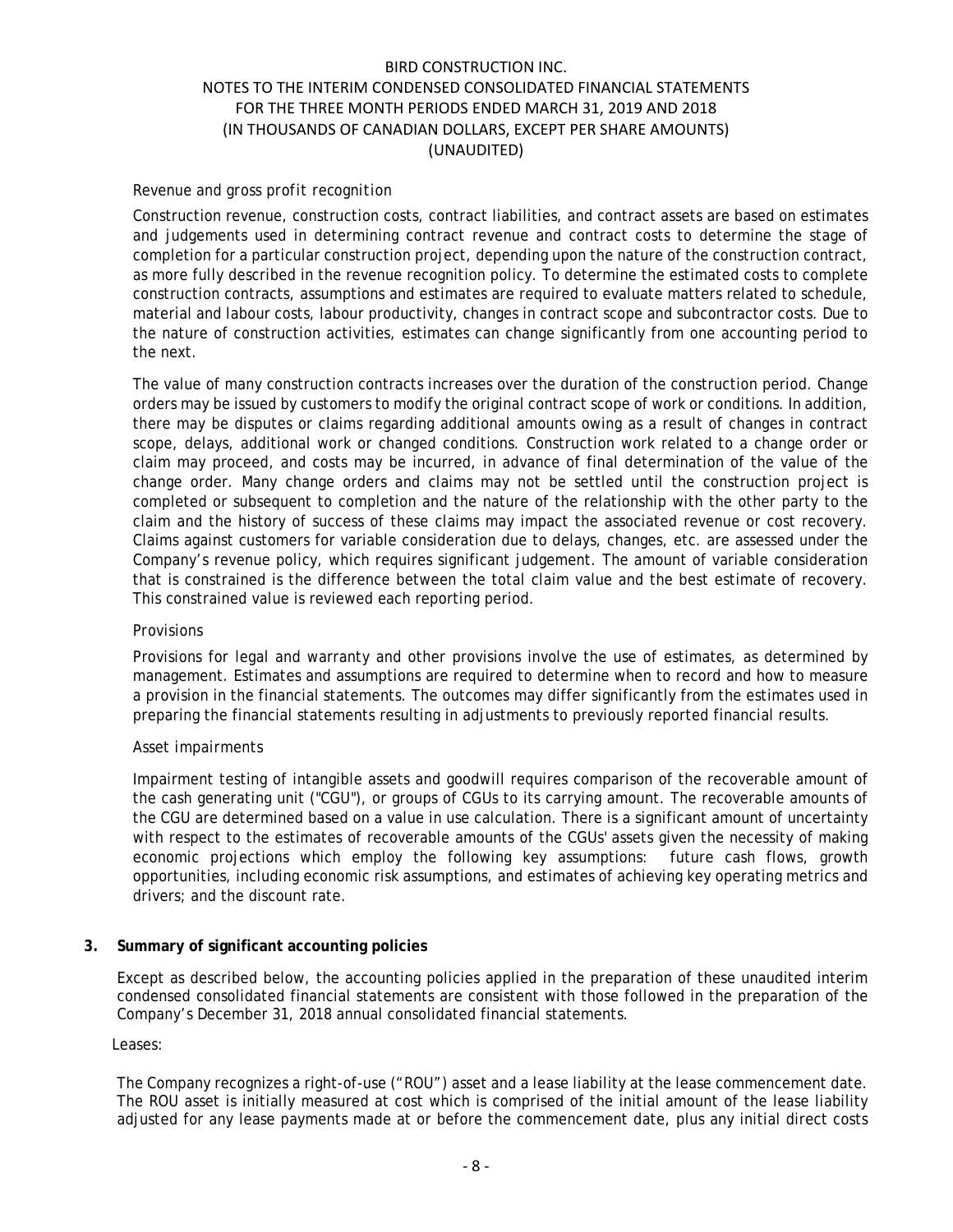*Revenue and gross profit recognition*

Construction revenue, construction costs, contract liabilities, and contract assets are based on estimates and judgements used in determining contract revenue and contract costs to determine the stage of completion for a particular construction project, depending upon the nature of the construction contract, as more fully described in the revenue recognition policy. To determine the estimated costs to complete construction contracts, assumptions and estimates are required to evaluate matters related to schedule, material and labour costs, labour productivity, changes in contract scope and subcontractor costs. Due to the nature of construction activities, estimates can change significantly from one accounting period to the next.

The value of many construction contracts increases over the duration of the construction period. Change orders may be issued by customers to modify the original contract scope of work or conditions. In addition, there may be disputes or claims regarding additional amounts owing as a result of changes in contract scope, delays, additional work or changed conditions. Construction work related to a change order or claim may proceed, and costs may be incurred, in advance of final determination of the value of the change order. Many change orders and claims may not be settled until the construction project is completed or subsequent to completion and the nature of the relationship with the other party to the claim and the history of success of these claims may impact the associated revenue or cost recovery. Claims against customers for variable consideration due to delays, changes, etc. are assessed under the Company's revenue policy, which requires significant judgement. The amount of variable consideration that is constrained is the difference between the total claim value and the best estimate of recovery. This constrained value is reviewed each reporting period.

*Provisions*

Provisions for legal and warranty and other provisions involve the use of estimates, as determined by management. Estimates and assumptions are required to determine when to record and how to measure a provision in the financial statements. The outcomes may differ significantly from the estimates used in preparing the financial statements resulting in adjustments to previously reported financial results.

*Asset impairments*

Impairment testing of intangible assets and goodwill requires comparison of the recoverable amount of the cash generating unit ("CGU"), or groups of CGUs to its carrying amount. The recoverable amounts of the CGU are determined based on a value in use calculation. There is a significant amount of uncertainty with respect to the estimates of recoverable amounts of the CGUs' assets given the necessity of making economic projections which employ the following key assumptions: future cash flows, growth opportunities, including economic risk assumptions, and estimates of achieving key operating metrics and drivers; and the discount rate.

## 3. Summary of significant accounting policies

Except as described below, the accounting policies applied in the preparation of these unaudited interim condensed consolidated financial statements are consistent with those followed in the preparation of the Company's December 31, 2018 annual consolidated financial statements.

Leases:

The Company recognizes a right-of-use ("ROU") asset and a lease liability at the lease commencement date. The ROU asset is initially measured at cost which is comprised of the initial amount of the lease liability adjusted for any lease payments made at or before the commencement date, plus any initial direct costs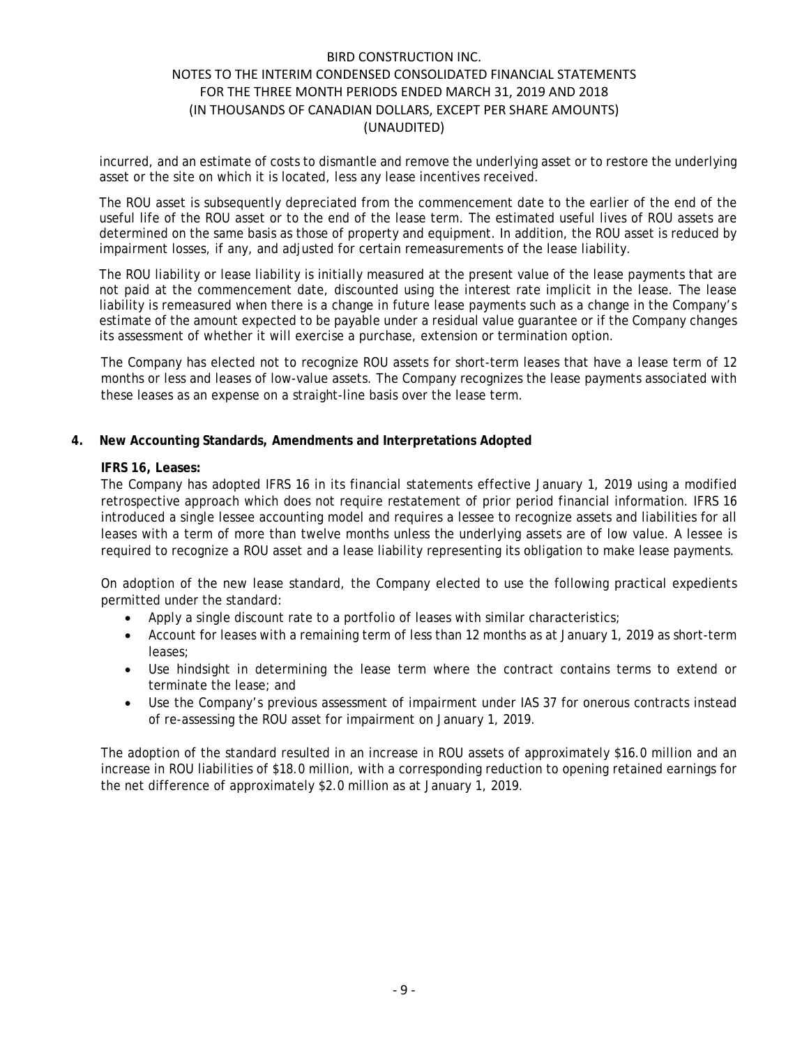incurred, and an estimate of costs to dismantle and remove the underlying asset or to restore the underlying asset or the site on which it is located, less any lease incentives received.

The ROU asset is subsequently depreciated from the commencement date to the earlier of the end of the useful life of the ROU asset or to the end of the lease term. The estimated useful lives of ROU assets are determined on the same basis as those of property and equipment. In addition, the ROU asset is reduced by impairment losses, if any, and adjusted for certain remeasurements of the lease liability.

The ROU liability or lease liability is initially measured at the present value of the lease payments that are not paid at the commencement date, discounted using the interest rate implicit in the lease. The lease liability is remeasured when there is a change in future lease payments such as a change in the Company's estimate of the amount expected to be payable under a residual value guarantee or if the Company changes its assessment of whether it will exercise a purchase, extension or termination option.

The Company has elected not to recognize ROU assets for short-term leases that have a lease term of 12 months or less and leases of low-value assets. The Company recognizes the lease payments associated with these leases as an expense on a straight-line basis over the lease term.

## 4. New Accounting Standards, Amendments and Interpretations Adopted

**IFRS 16, Leases:**

The Company has adopted IFRS 16 in its financial statements effective January 1, 2019 using a modified retrospective approach which does not require restatement of prior period financial information. IFRS 16 introduced a single lessee accounting model and requires a lessee to recognize assets and liabilities for all leases with a term of more than twelve months unless the underlying assets are of low value. A lessee is required to recognize a ROU asset and a lease liability representing its obligation to make lease payments.

On adoption of the new lease standard, the Company elected to use the following practical expedients permitted under the standard:

- Apply a single discount rate to a portfolio of leases with similar characteristics;
- Account for leases with a remaining term of less than 12 months as at January 1, 2019 as short-term leases;
- Use hindsight in determining the lease term where the contract contains terms to extend or terminate the lease; and
- Use the Company's previous assessment of impairment under IAS 37 for onerous contracts instead of re-assessing the ROU asset for impairment on January 1, 2019.

The adoption of the standard resulted in an increase in ROU assets of approximately $16.0 million and an increase in ROU liabilities of $18.0 million, with a corresponding reduction to opening retained earnings for the net difference of approximately $2.0 million as at January 1, 2019.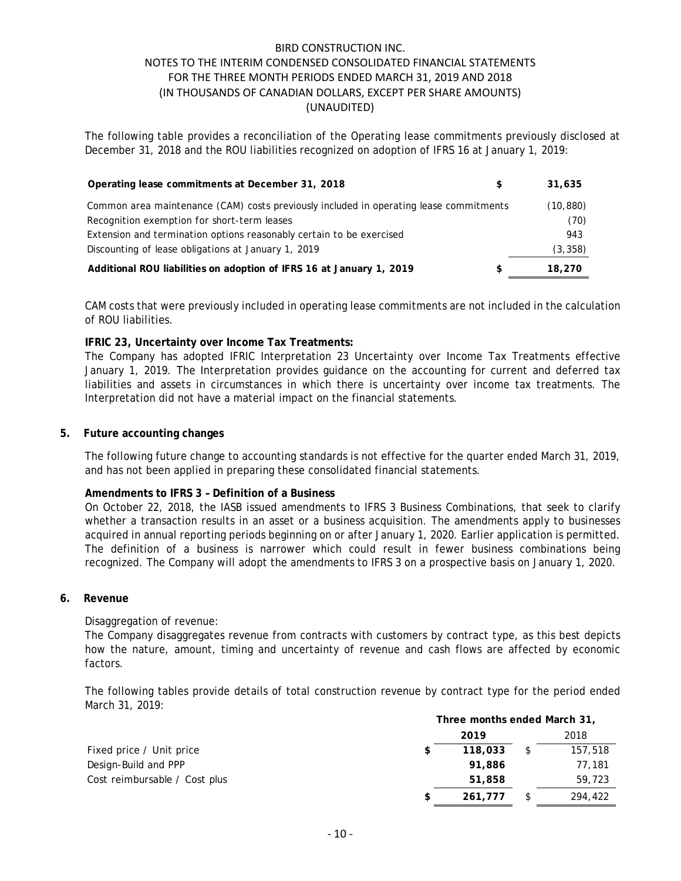The following table provides a reconciliation of the Operating lease commitments previously disclosed at December 31, 2018 and the ROU liabilities recognized on adoption of IFRS 16 at January 1, 2019:

| | | |
|---|---|---|
| **Operating lease commitments at December 31, 2018** | **$** | **31,635** |
| Common area maintenance (CAM) costs previously included in operating lease commitments | | (10,880) |
| Recognition exemption for short-term leases | | (70) |
| Extension and termination options reasonably certain to be exercised | | 943 |
| Discounting of lease obligations at January 1, 2019 | | (3,358) |
| **Additional ROU liabilities on adoption of IFRS 16 at January 1, 2019** | **$** | **18,270** |

CAM costs that were previously included in operating lease commitments are not included in the calculation of ROU liabilities.

**IFRIC 23, Uncertainty over Income Tax Treatments:**

The Company has adopted IFRIC Interpretation 23 Uncertainty over Income Tax Treatments effective January 1, 2019. The Interpretation provides guidance on the accounting for current and deferred tax liabilities and assets in circumstances in which there is uncertainty over income tax treatments. The Interpretation did not have a material impact on the financial statements.

## 5. Future accounting changes

The following future change to accounting standards is not effective for the quarter ended March 31, 2019, and has not been applied in preparing these consolidated financial statements.

**Amendments to IFRS 3 – Definition of a Business**

On October 22, 2018, the IASB issued amendments to IFRS 3 Business Combinations, that seek to clarify whether a transaction results in an asset or a business acquisition. The amendments apply to businesses acquired in annual reporting periods beginning on or after January 1, 2020. Earlier application is permitted. The definition of a business is narrower which could result in fewer business combinations being recognized. The Company will adopt the amendments to IFRS 3 on a prospective basis on January 1, 2020.

## 6. Revenue

*Disaggregation of revenue:*

The Company disaggregates revenue from contracts with customers by contract type, as this best depicts how the nature, amount, timing and uncertainty of revenue and cash flows are affected by economic factors.

The following tables provide details of total construction revenue by contract type for the period ended March 31, 2019:

| | Three months ended March 31, | | | |
|---|---|---|---|---|
| | | **2019** | | 2018 |
| Fixed price / Unit price | **$** | **118,033** | $ | 157,518 |
| Design-Build and PPP | | **91,886** | | 77,181 |
| Cost reimbursable / Cost plus | | **51,858** | | 59,723 |
| | **$** | **261,777** | $ | 294,422 |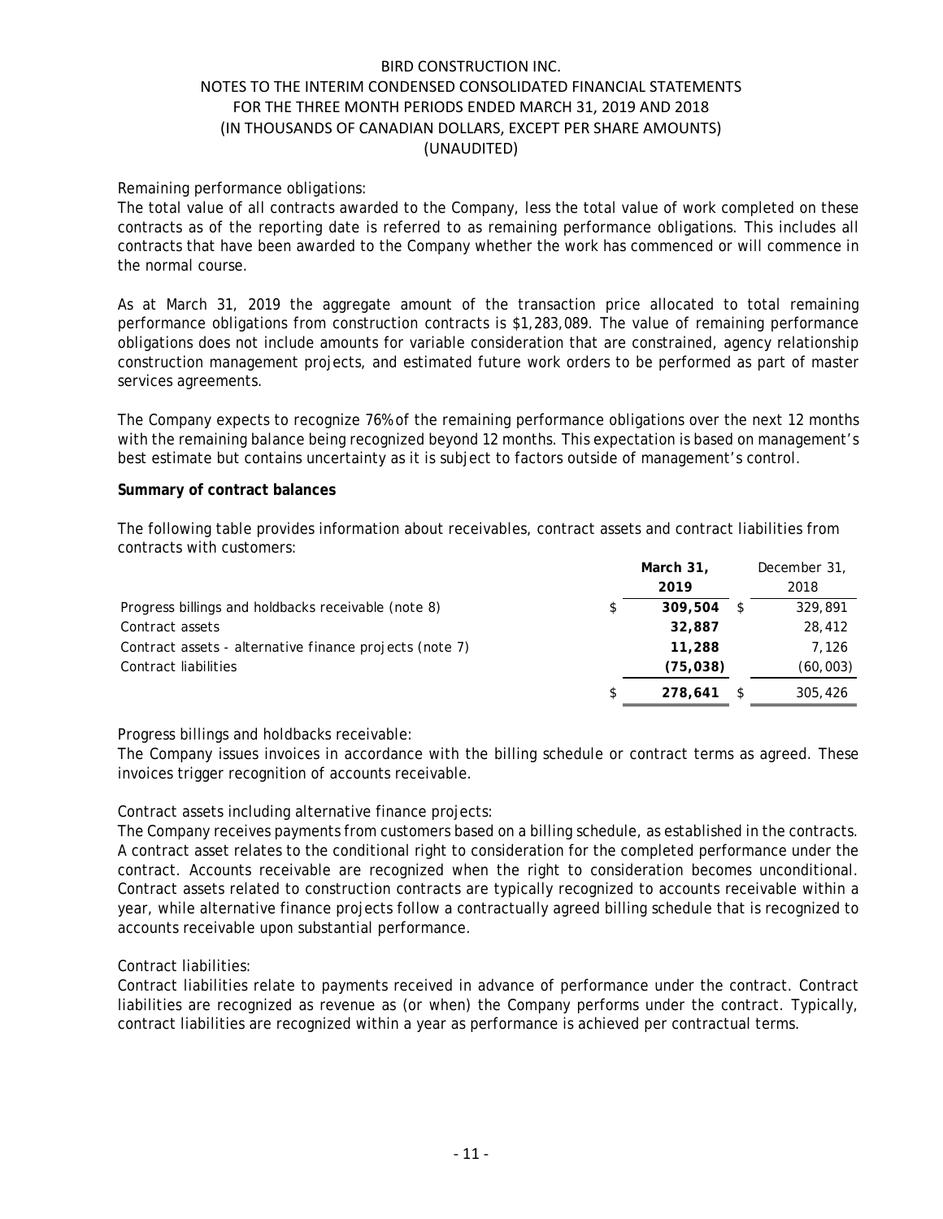Remaining performance obligations:
The total value of all contracts awarded to the Company, less the total value of work completed on these contracts as of the reporting date is referred to as remaining performance obligations. This includes all contracts that have been awarded to the Company whether the work has commenced or will commence in the normal course.

As at March 31, 2019 the aggregate amount of the transaction price allocated to total remaining performance obligations from construction contracts is $1,283,089. The value of remaining performance obligations does not include amounts for variable consideration that are constrained, agency relationship construction management projects, and estimated future work orders to be performed as part of master services agreements.

The Company expects to recognize 76% of the remaining performance obligations over the next 12 months with the remaining balance being recognized beyond 12 months. This expectation is based on management's best estimate but contains uncertainty as it is subject to factors outside of management's control.

**Summary of contract balances**

The following table provides information about receivables, contract assets and contract liabilities from contracts with customers:

| | | **March 31, 2019** | | December 31, 2018 |
|---|---|---|---|---|
| Progress billings and holdbacks receivable (note 8) | $ | **309,504** | $ | 329,891 |
| Contract assets | | **32,887** | | 28,412 |
| Contract assets - alternative finance projects (note 7) | | **11,288** | | 7,126 |
| Contract liabilities | | **(75,038)** | | (60,003) |
| | $ | **278,641** | $ | 305,426 |

Progress billings and holdbacks receivable:
The Company issues invoices in accordance with the billing schedule or contract terms as agreed. These invoices trigger recognition of accounts receivable.

Contract assets including alternative finance projects:
The Company receives payments from customers based on a billing schedule, as established in the contracts. A contract asset relates to the conditional right to consideration for the completed performance under the contract. Accounts receivable are recognized when the right to consideration becomes unconditional. Contract assets related to construction contracts are typically recognized to accounts receivable within a year, while alternative finance projects follow a contractually agreed billing schedule that is recognized to accounts receivable upon substantial performance.

Contract liabilities:
Contract liabilities relate to payments received in advance of performance under the contract. Contract liabilities are recognized as revenue as (or when) the Company performs under the contract. Typically, contract liabilities are recognized within a year as performance is achieved per contractual terms.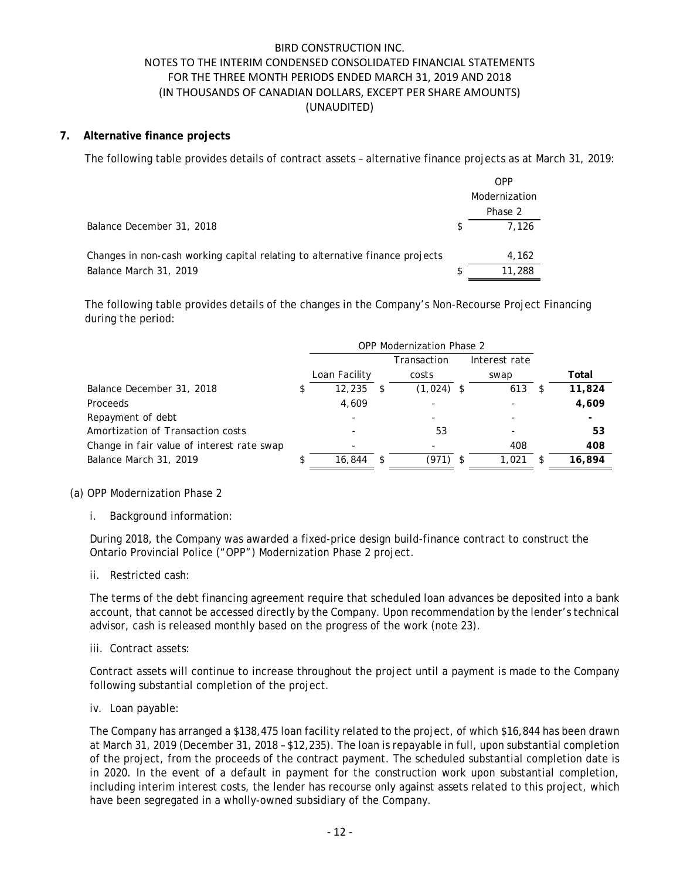## 7. Alternative finance projects

The following table provides details of contract assets – alternative finance projects as at March 31, 2019:

| | | OPP Modernization Phase 2 |
|---|---|---|
| Balance December 31, 2018 | $ | 7,126 |
| Changes in non-cash working capital relating to alternative finance projects | | 4,162 |
| Balance March 31, 2019 | $ | 11,288 |

The following table provides details of the changes in the Company's Non-Recourse Project Financing during the period:

| | OPP Modernization Phase 2 | | | |
|---|---|---|---|---|
| | Loan Facility | Transaction costs | Interest rate swap | **Total** |
| Balance December 31, 2018 | $ 12,235 | $ (1,024) | $ 613 | $ **11,824** |
| Proceeds | 4,609 | - | - | **4,609** |
| Repayment of debt | - | - | - | **-** |
| Amortization of Transaction costs | - | 53 | - | **53** |
| Change in fair value of interest rate swap | - | - | 408 | **408** |
| Balance March 31, 2019 | $ 16,844 | $ (971) | $ 1,021 | $ **16,894** |

(a) OPP Modernization Phase 2

i. Background information:

During 2018, the Company was awarded a fixed-price design build-finance contract to construct the Ontario Provincial Police ("OPP") Modernization Phase 2 project.

ii. Restricted cash:

The terms of the debt financing agreement require that scheduled loan advances be deposited into a bank account, that cannot be accessed directly by the Company. Upon recommendation by the lender's technical advisor, cash is released monthly based on the progress of the work (note 23).

iii. Contract assets:

Contract assets will continue to increase throughout the project until a payment is made to the Company following substantial completion of the project.

iv. Loan payable:

The Company has arranged a $138,475 loan facility related to the project, of which $16,844 has been drawn at March 31, 2019 (December 31, 2018 – $12,235). The loan is repayable in full, upon substantial completion of the project, from the proceeds of the contract payment. The scheduled substantial completion date is in 2020. In the event of a default in payment for the construction work upon substantial completion, including interim interest costs, the lender has recourse only against assets related to this project, which have been segregated in a wholly-owned subsidiary of the Company.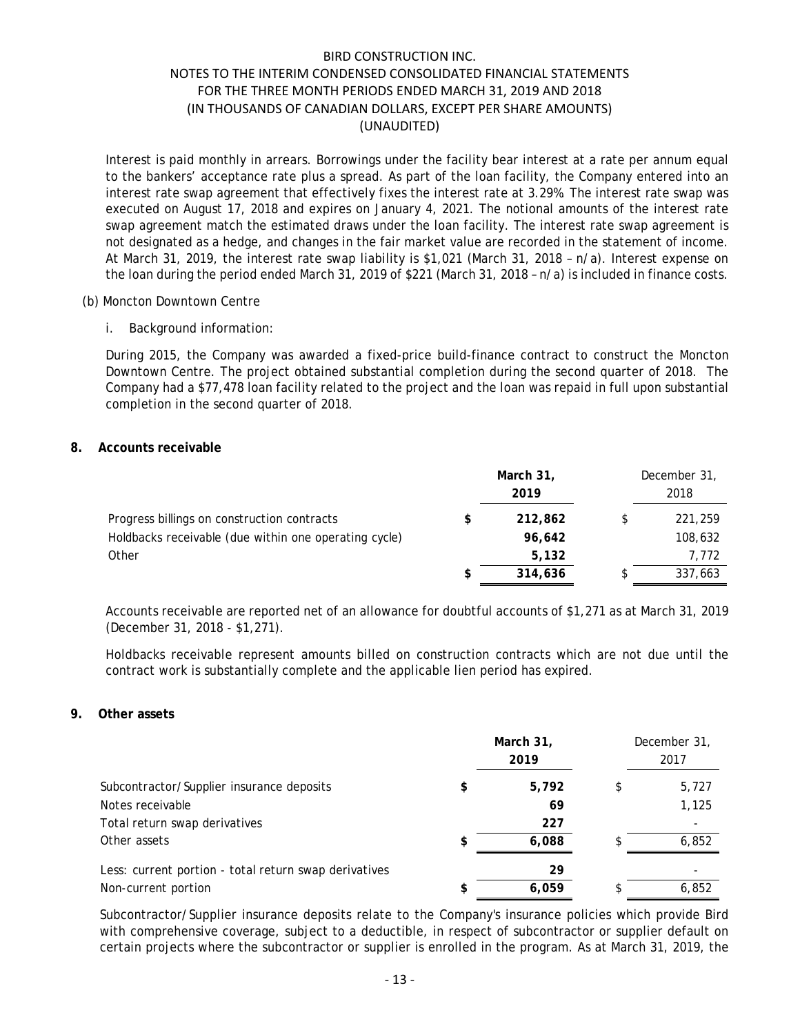Interest is paid monthly in arrears. Borrowings under the facility bear interest at a rate per annum equal to the bankers' acceptance rate plus a spread. As part of the loan facility, the Company entered into an interest rate swap agreement that effectively fixes the interest rate at 3.29%. The interest rate swap was executed on August 17, 2018 and expires on January 4, 2021. The notional amounts of the interest rate swap agreement match the estimated draws under the loan facility. The interest rate swap agreement is not designated as a hedge, and changes in the fair market value are recorded in the statement of income. At March 31, 2019, the interest rate swap liability is $1,021 (March 31, 2018 – n/a). Interest expense on the loan during the period ended March 31, 2019 of $221 (March 31, 2018 – n/a) is included in finance costs.

(b) Moncton Downtown Centre

i. Background information:

During 2015, the Company was awarded a fixed-price build-finance contract to construct the Moncton Downtown Centre. The project obtained substantial completion during the second quarter of 2018. The Company had a $77,478 loan facility related to the project and the loan was repaid in full upon substantial completion in the second quarter of 2018.

## 8. Accounts receivable

| | March 31, 2019 | December 31, 2018 |
|---|---|---|
| Progress billings on construction contracts | $ 212,862 | $ 221,259 |
| Holdbacks receivable (due within one operating cycle) | 96,642 | 108,632 |
| Other | 5,132 | 7,772 |
| | $ 314,636 | $ 337,663 |

Accounts receivable are reported net of an allowance for doubtful accounts of $1,271 as at March 31, 2019 (December 31, 2018 - $1,271).

Holdbacks receivable represent amounts billed on construction contracts which are not due until the contract work is substantially complete and the applicable lien period has expired.

## 9. Other assets

| | March 31, 2019 | December 31, 2017 |
|---|---|---|
| Subcontractor/Supplier insurance deposits | $ 5,792 | $ 5,727 |
| Notes receivable | 69 | 1,125 |
| Total return swap derivatives | 227 | - |
| Other assets | $ 6,088 | $ 6,852 |
| Less: current portion - total return swap derivatives | 29 | - |
| Non-current portion | $ 6,059 | $ 6,852 |

Subcontractor/Supplier insurance deposits relate to the Company's insurance policies which provide Bird with comprehensive coverage, subject to a deductible, in respect of subcontractor or supplier default on certain projects where the subcontractor or supplier is enrolled in the program. As at March 31, 2019, the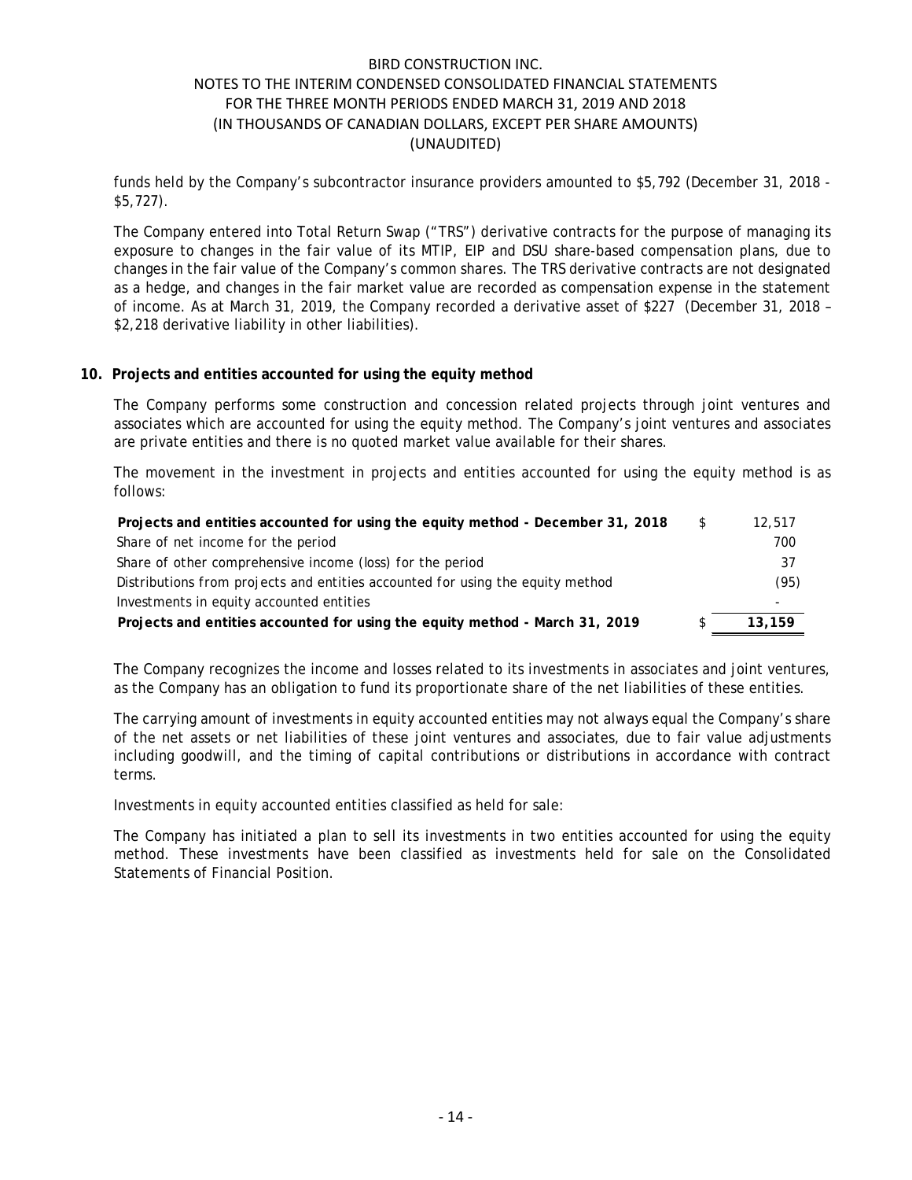funds held by the Company's subcontractor insurance providers amounted to $5,792 (December 31, 2018 - $5,727).

The Company entered into Total Return Swap ("TRS") derivative contracts for the purpose of managing its exposure to changes in the fair value of its MTIP, EIP and DSU share-based compensation plans, due to changes in the fair value of the Company's common shares. The TRS derivative contracts are not designated as a hedge, and changes in the fair market value are recorded as compensation expense in the statement of income. As at March 31, 2019, the Company recorded a derivative asset of $227 (December 31, 2018 – $2,218 derivative liability in other liabilities).

**10. Projects and entities accounted for using the equity method**

The Company performs some construction and concession related projects through joint ventures and associates which are accounted for using the equity method. The Company's joint ventures and associates are private entities and there is no quoted market value available for their shares.

The movement in the investment in projects and entities accounted for using the equity method is as follows:

| | | |
|---|---|---|
| **Projects and entities accounted for using the equity method - December 31, 2018** | $ | 12,517 |
| Share of net income for the period | | 700 |
| Share of other comprehensive income (loss) for the period | | 37 |
| Distributions from projects and entities accounted for using the equity method | | (95) |
| Investments in equity accounted entities | | - |
| **Projects and entities accounted for using the equity method - March 31, 2019** | $ | **13,159** |

The Company recognizes the income and losses related to its investments in associates and joint ventures, as the Company has an obligation to fund its proportionate share of the net liabilities of these entities.

The carrying amount of investments in equity accounted entities may not always equal the Company's share of the net assets or net liabilities of these joint ventures and associates, due to fair value adjustments including goodwill, and the timing of capital contributions or distributions in accordance with contract terms.

Investments in equity accounted entities classified as held for sale:

The Company has initiated a plan to sell its investments in two entities accounted for using the equity method. These investments have been classified as investments held for sale on the Consolidated Statements of Financial Position.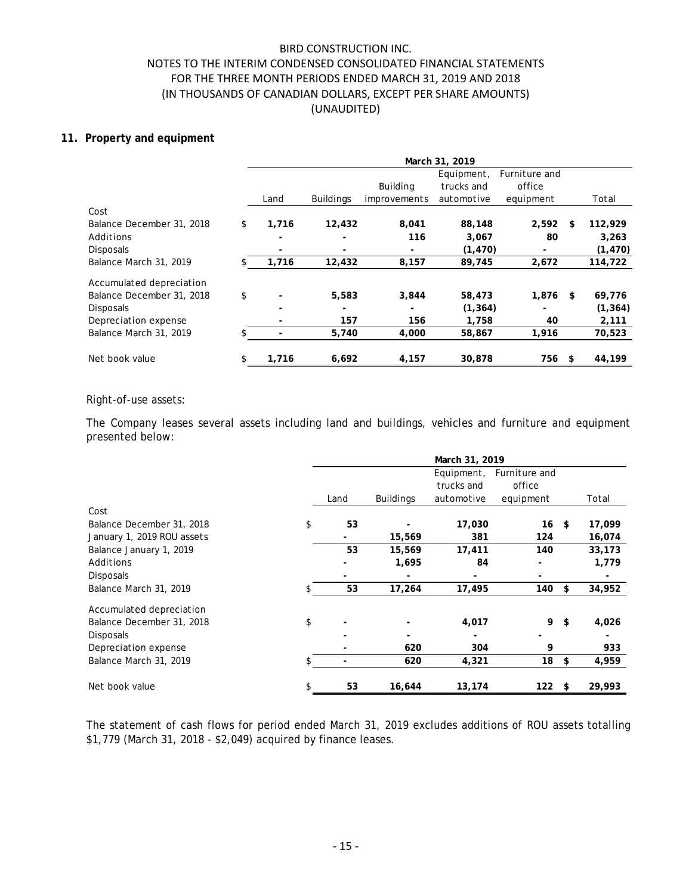## 11. Property and equipment

| | March 31, 2019 | | | | | |
|---|---|---|---|---|---|---|
| | Land | Buildings | Building improvements | Equipment, trucks and automotive | Furniture and office equipment | Total |
| Cost | | | | | | |
| Balance December 31, 2018 | $ 1,716 | 12,432 | 8,041 | 88,148 | 2,592 | $ 112,929 |
| Additions | - | - | 116 | 3,067 | 80 | 3,263 |
| Disposals | - | - | - | (1,470) | - | (1,470) |
| Balance March 31, 2019 | $ 1,716 | 12,432 | 8,157 | 89,745 | 2,672 | 114,722 |
| Accumulated depreciation | | | | | | |
| Balance December 31, 2018 | $ - | 5,583 | 3,844 | 58,473 | 1,876 | $ 69,776 |
| Disposals | - | - | - | (1,364) | - | (1,364) |
| Depreciation expense | - | 157 | 156 | 1,758 | 40 | 2,111 |
| Balance March 31, 2019 | $ - | 5,740 | 4,000 | 58,867 | 1,916 | 70,523 |
| Net book value | $ 1,716 | 6,692 | 4,157 | 30,878 | 756 | $ 44,199 |

Right-of-use assets:

The Company leases several assets including land and buildings, vehicles and furniture and equipment presented below:

| | March 31, 2019 | | | | |
|---|---|---|---|---|---|
| | Land | Buildings | Equipment, trucks and automotive | Furniture and office equipment | Total |
| Cost | | | | | |
| Balance December 31, 2018 | $ 53 | - | 17,030 | 16 | $ 17,099 |
| January 1, 2019 ROU assets | - | 15,569 | 381 | 124 | 16,074 |
| Balance January 1, 2019 | 53 | 15,569 | 17,411 | 140 | 33,173 |
| Additions | - | 1,695 | 84 | - | 1,779 |
| Disposals | - | - | - | - | - |
| Balance March 31, 2019 | $ 53 | 17,264 | 17,495 | 140 | $ 34,952 |
| Accumulated depreciation | | | | | |
| Balance December 31, 2018 | $ - | - | 4,017 | 9 | $ 4,026 |
| Disposals | - | - | - | - | - |
| Depreciation expense | - | 620 | 304 | 9 | 933 |
| Balance March 31, 2019 | $ - | 620 | 4,321 | 18 | $ 4,959 |
| Net book value | $ 53 | 16,644 | 13,174 | 122 | $ 29,993 |

The statement of cash flows for period ended March 31, 2019 excludes additions of ROU assets totalling $1,779 (March 31, 2018 - $2,049) acquired by finance leases.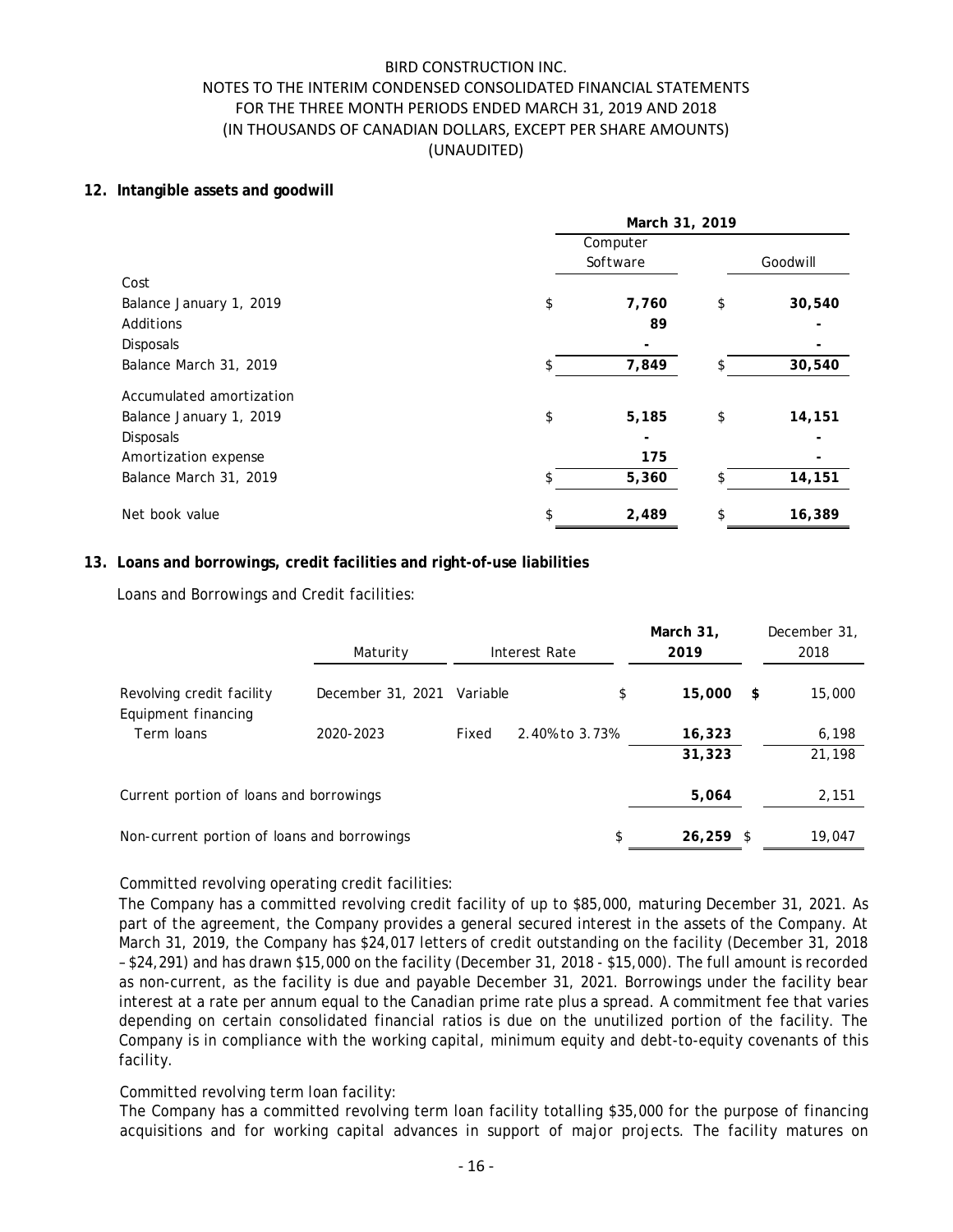## 12. Intangible assets and goodwill

| | March 31, 2019 | |
|---|---|---|
| | Computer Software | Goodwill |
| Cost | | |
| Balance January 1, 2019 | $ 7,760 | $ 30,540 |
| Additions | 89 | - |
| Disposals | - | - |
| Balance March 31, 2019 | $ 7,849 | $ 30,540 |
| Accumulated amortization | | |
| Balance January 1, 2019 | $ 5,185 | $ 14,151 |
| Disposals | - | - |
| Amortization expense | 175 | - |
| Balance March 31, 2019 | $ 5,360 | $ 14,151 |
| Net book value | $ 2,489 | $ 16,389 |

## 13. Loans and borrowings, credit facilities and right-of-use liabilities

Loans and Borrowings and Credit facilities:

| | Maturity | Interest Rate | | March 31, 2019 | December 31, 2018 |
|---|---|---|---|---|---|
| Revolving credit facility | December 31, 2021 | Variable | | $ 15,000 | $ 15,000 |
| Equipment financing | | | | | |
| Term loans | 2020-2023 | Fixed | 2.40% to 3.73% | 16,323 | 6,198 |
| | | | | 31,323 | 21,198 |
| Current portion of loans and borrowings | | | | 5,064 | 2,151 |
| Non-current portion of loans and borrowings | | | | $ 26,259 | $ 19,047 |

Committed revolving operating credit facilities:

The Company has a committed revolving credit facility of up to $85,000, maturing December 31, 2021. As part of the agreement, the Company provides a general secured interest in the assets of the Company. At March 31, 2019, the Company has $24,017 letters of credit outstanding on the facility (December 31, 2018 – $24,291) and has drawn $15,000 on the facility (December 31, 2018 - $15,000). The full amount is recorded as non-current, as the facility is due and payable December 31, 2021. Borrowings under the facility bear interest at a rate per annum equal to the Canadian prime rate plus a spread. A commitment fee that varies depending on certain consolidated financial ratios is due on the unutilized portion of the facility. The Company is in compliance with the working capital, minimum equity and debt-to-equity covenants of this facility.

Committed revolving term loan facility:

The Company has a committed revolving term loan facility totalling $35,000 for the purpose of financing acquisitions and for working capital advances in support of major projects. The facility matures on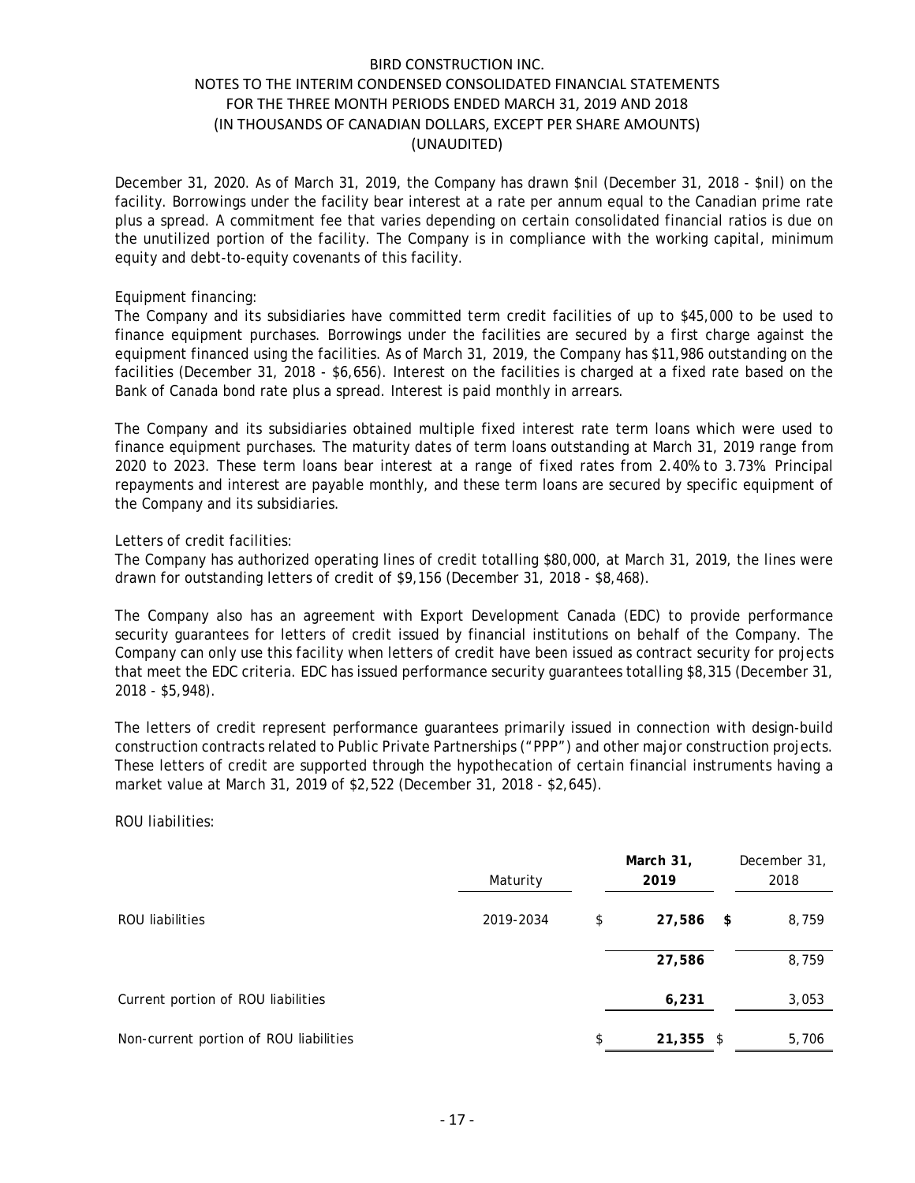December 31, 2020. As of March 31, 2019, the Company has drawn $nil (December 31, 2018 - $nil) on the facility. Borrowings under the facility bear interest at a rate per annum equal to the Canadian prime rate plus a spread. A commitment fee that varies depending on certain consolidated financial ratios is due on the unutilized portion of the facility. The Company is in compliance with the working capital, minimum equity and debt-to-equity covenants of this facility.

Equipment financing:
The Company and its subsidiaries have committed term credit facilities of up to $45,000 to be used to finance equipment purchases. Borrowings under the facilities are secured by a first charge against the equipment financed using the facilities. As of March 31, 2019, the Company has $11,986 outstanding on the facilities (December 31, 2018 - $6,656). Interest on the facilities is charged at a fixed rate based on the Bank of Canada bond rate plus a spread. Interest is paid monthly in arrears.

The Company and its subsidiaries obtained multiple fixed interest rate term loans which were used to finance equipment purchases. The maturity dates of term loans outstanding at March 31, 2019 range from 2020 to 2023. These term loans bear interest at a range of fixed rates from 2.40% to 3.73%. Principal repayments and interest are payable monthly, and these term loans are secured by specific equipment of the Company and its subsidiaries.

Letters of credit facilities:
The Company has authorized operating lines of credit totalling $80,000, at March 31, 2019, the lines were drawn for outstanding letters of credit of $9,156 (December 31, 2018 - $8,468).

The Company also has an agreement with Export Development Canada (EDC) to provide performance security guarantees for letters of credit issued by financial institutions on behalf of the Company. The Company can only use this facility when letters of credit have been issued as contract security for projects that meet the EDC criteria. EDC has issued performance security guarantees totalling $8,315 (December 31, 2018 - $5,948).

The letters of credit represent performance guarantees primarily issued in connection with design-build construction contracts related to Public Private Partnerships ("PPP") and other major construction projects. These letters of credit are supported through the hypothecation of certain financial instruments having a market value at March 31, 2019 of $2,522 (December 31, 2018 - $2,645).

ROU liabilities:

| | Maturity | **March 31, 2019** | December 31, 2018 |
|---|---|---|---|
| ROU liabilities | 2019-2034 | $ **27,586** | $ 8,759 |
| | | **27,586** | 8,759 |
| Current portion of ROU liabilities | | **6,231** | 3,053 |
| Non-current portion of ROU liabilities | | $ **21,355** | $ 5,706 |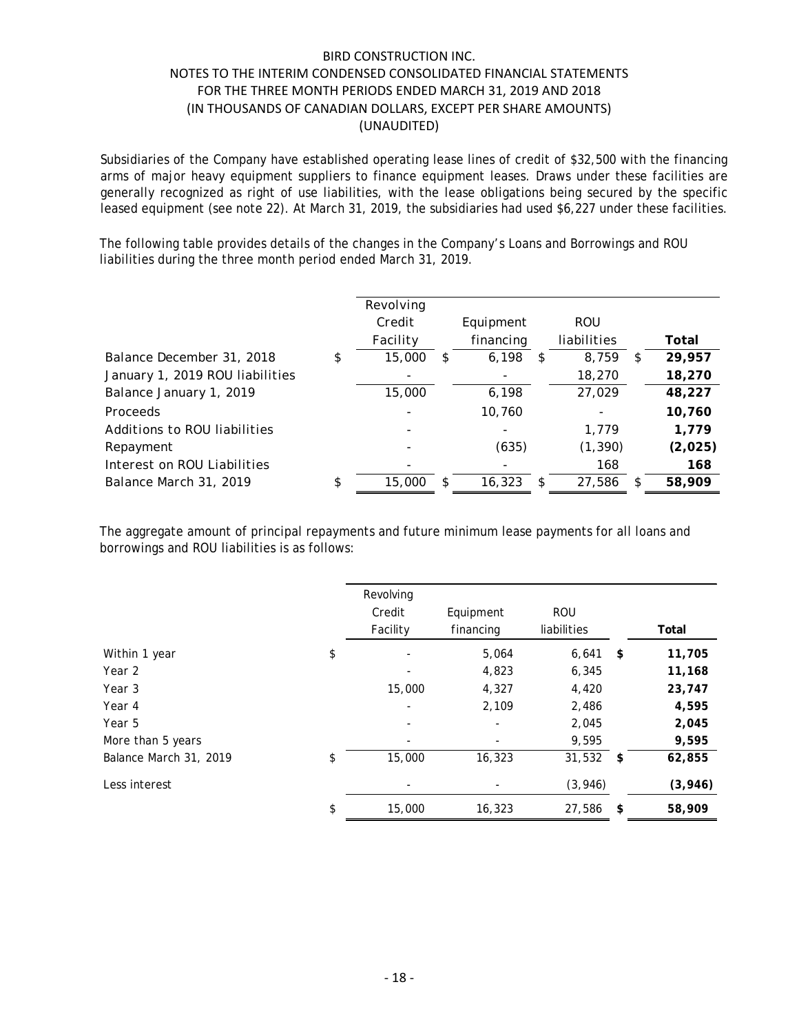Subsidiaries of the Company have established operating lease lines of credit of $32,500 with the financing arms of major heavy equipment suppliers to finance equipment leases. Draws under these facilities are generally recognized as right of use liabilities, with the lease obligations being secured by the specific leased equipment (see note 22). At March 31, 2019, the subsidiaries had used $6,227 under these facilities.

The following table provides details of the changes in the Company's Loans and Borrowings and ROU liabilities during the three month period ended March 31, 2019.

| | Revolving Credit Facility | Equipment financing | ROU liabilities | Total |
|---|---|---|---|---|
| Balance December 31, 2018 | $ 15,000 | $ 6,198 | $ 8,759 | $ **29,957** |
| January 1, 2019 ROU liabilities | - | - | 18,270 | **18,270** |
| Balance January 1, 2019 | 15,000 | 6,198 | 27,029 | **48,227** |
| Proceeds | - | 10,760 | - | **10,760** |
| Additions to ROU liabilities | - | - | 1,779 | **1,779** |
| Repayment | - | (635) | (1,390) | **(2,025)** |
| Interest on ROU Liabilities | - | - | 168 | **168** |
| Balance March 31, 2019 | $ 15,000 | $ 16,323 | $ 27,586 | $ **58,909** |

The aggregate amount of principal repayments and future minimum lease payments for all loans and borrowings and ROU liabilities is as follows:

| | Revolving Credit Facility | Equipment financing | ROU liabilities | Total |
|---|---|---|---|---|
| Within 1 year | $ - | 5,064 | 6,641 | **$ 11,705** |
| Year 2 | - | 4,823 | 6,345 | **11,168** |
| Year 3 | 15,000 | 4,327 | 4,420 | **23,747** |
| Year 4 | - | 2,109 | 2,486 | **4,595** |
| Year 5 | - | - | 2,045 | **2,045** |
| More than 5 years | - | - | 9,595 | **9,595** |
| Balance March 31, 2019 | $ 15,000 | 16,323 | 31,532 | **$ 62,855** |
| Less interest | - | - | (3,946) | **(3,946)** |
| | $ 15,000 | 16,323 | 27,586 | **$ 58,909** |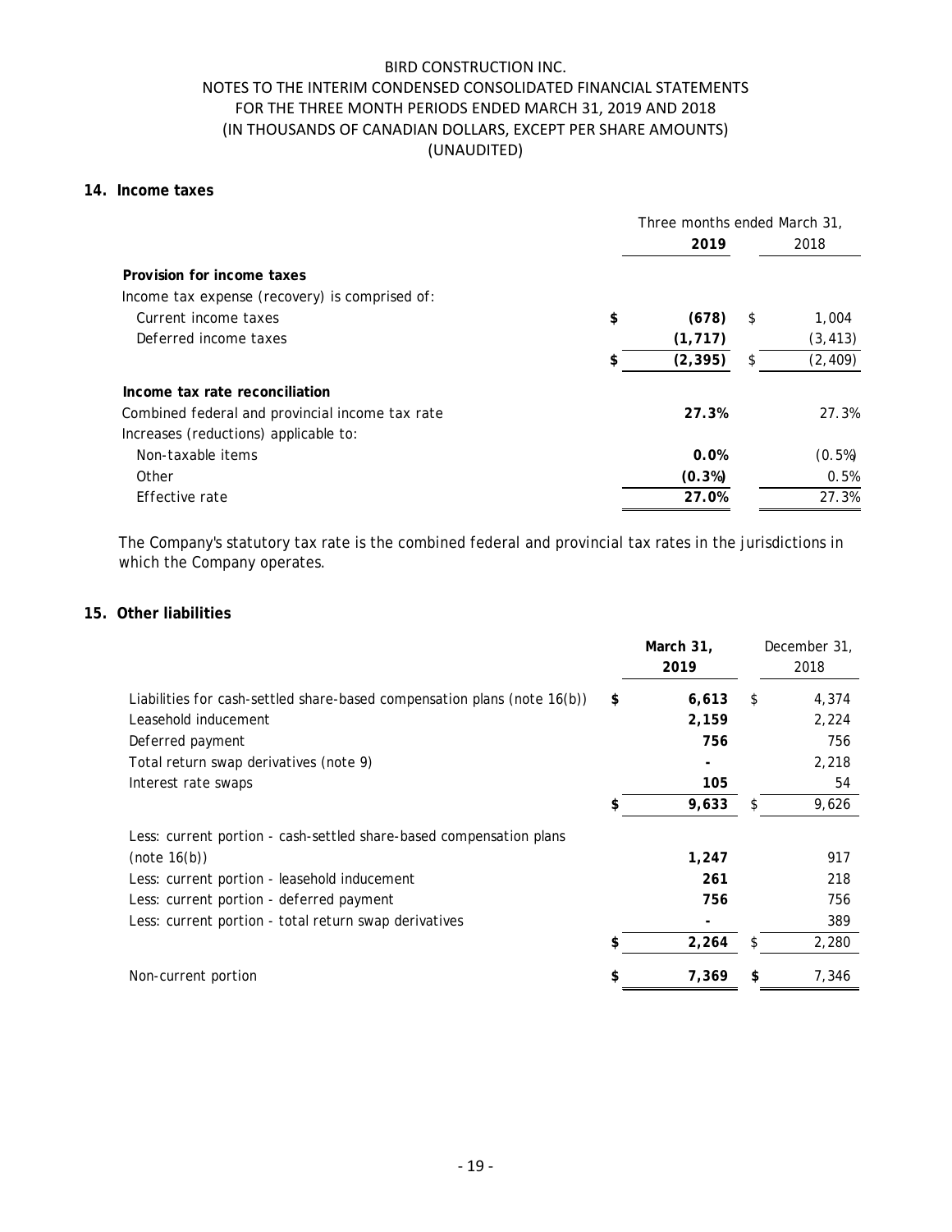BIRD CONSTRUCTION INC.
NOTES TO THE INTERIM CONDENSED CONSOLIDATED FINANCIAL STATEMENTS
FOR THE THREE MONTH PERIODS ENDED MARCH 31, 2019 AND 2018
(IN THOUSANDS OF CANADIAN DOLLARS, EXCEPT PER SHARE AMOUNTS)
(UNAUDITED)

## 14. Income taxes

| | Three months ended March 31, 2019 | Three months ended March 31, 2018 |
|---|---|---|
| **Provision for income taxes** | | |
| Income tax expense (recovery) is comprised of: | | |
| Current income taxes | **$ (678)** | $ 1,004 |
| Deferred income taxes | **(1,717)** | (3,413) |
| | **$ (2,395)** | $ (2,409) |
| **Income tax rate reconciliation** | | |
| Combined federal and provincial income tax rate | **27.3%** | 27.3% |
| Increases (reductions) applicable to: | | |
| Non-taxable items | **0.0%** | (0.5%) |
| Other | **(0.3%)** | 0.5% |
| Effective rate | **27.0%** | 27.3% |

The Company's statutory tax rate is the combined federal and provincial tax rates in the jurisdictions in which the Company operates.

## 15. Other liabilities

| | March 31, 2019 | December 31, 2018 |
|---|---|---|
| Liabilities for cash-settled share-based compensation plans (note 16(b)) | **$ 6,613** | $ 4,374 |
| Leasehold inducement | **2,159** | 2,224 |
| Deferred payment | **756** | 756 |
| Total return swap derivatives (note 9) | **-** | 2,218 |
| Interest rate swaps | **105** | 54 |
| | **$ 9,633** | $ 9,626 |
| Less: current portion - cash-settled share-based compensation plans (note 16(b)) | **1,247** | 917 |
| Less: current portion - leasehold inducement | **261** | 218 |
| Less: current portion - deferred payment | **756** | 756 |
| Less: current portion - total return swap derivatives | **-** | 389 |
| | **$ 2,264** | $ 2,280 |
| Non-current portion | **$ 7,369** | **$** 7,346 |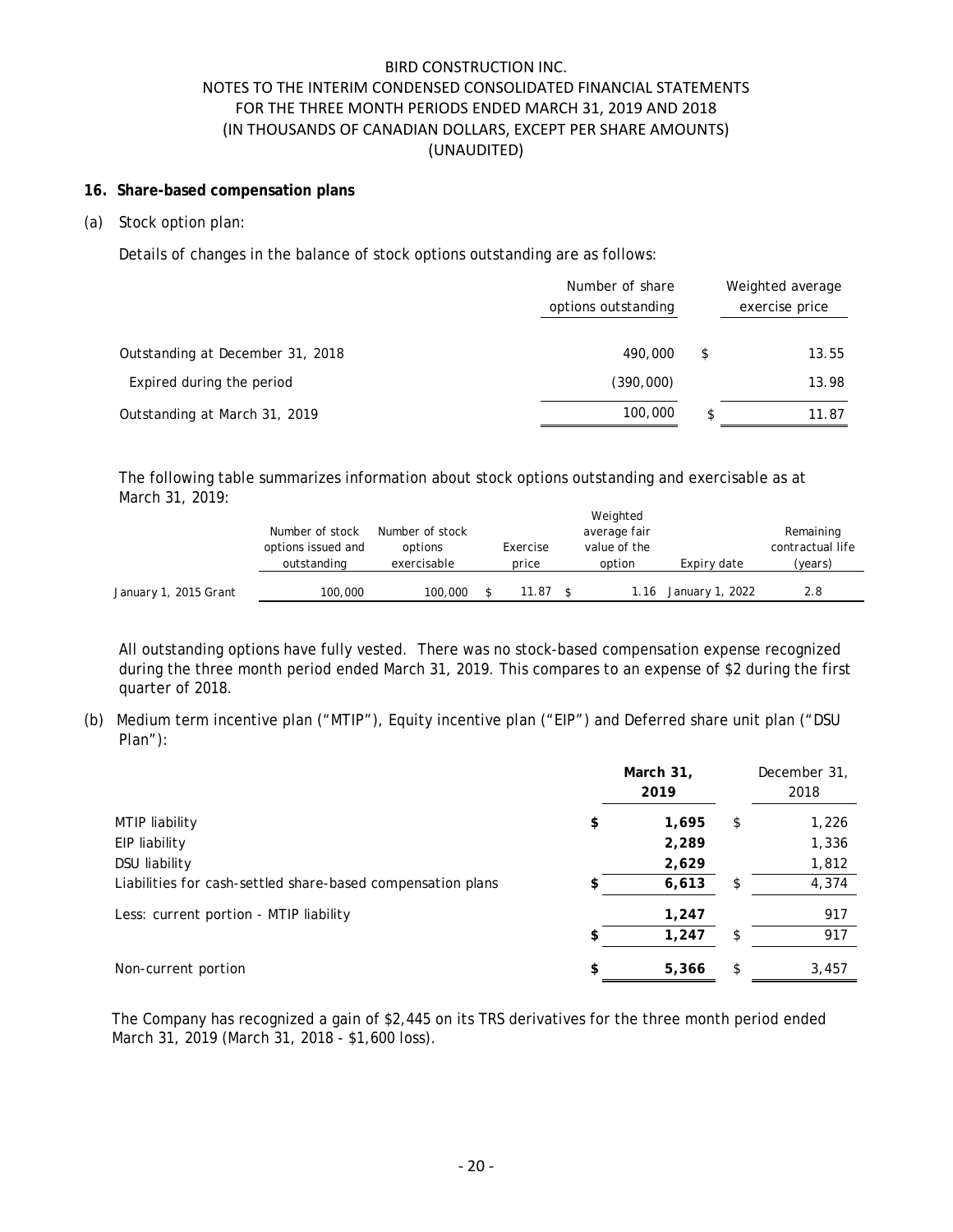## 16. Share-based compensation plans

(a) Stock option plan:

Details of changes in the balance of stock options outstanding are as follows:

| | Number of share options outstanding | Weighted average exercise price |
|---|---|---|
| Outstanding at December 31, 2018 | 490,000 | $ 13.55 |
| Expired during the period | (390,000) | 13.98 |
| Outstanding at March 31, 2019 | 100,000 | $ 11.87 |

The following table summarizes information about stock options outstanding and exercisable as at March 31, 2019:

| | Number of stock options issued and outstanding | Number of stock options exercisable | Exercise price | Weighted average fair value of the option | Expiry date | Remaining contractual life (years) |
|---|---|---|---|---|---|---|
| January 1, 2015 Grant | 100,000 | 100,000 | $ 11.87 | $ 1.16 | January 1, 2022 | 2.8 |

All outstanding options have fully vested. There was no stock-based compensation expense recognized during the three month period ended March 31, 2019. This compares to an expense of $2 during the first quarter of 2018.

(b) Medium term incentive plan ("MTIP"), Equity incentive plan ("EIP") and Deferred share unit plan ("DSU Plan"):

| | **March 31, 2019** | December 31, 2018 |
|---|---|---|
| MTIP liability | **$ 1,695** | $ 1,226 |
| EIP liability | **2,289** | 1,336 |
| DSU liability | **2,629** | 1,812 |
| Liabilities for cash-settled share-based compensation plans | **$ 6,613** | $ 4,374 |
| Less: current portion - MTIP liability | **1,247** | 917 |
| | **$ 1,247** | $ 917 |
| Non-current portion | **$ 5,366** | $ 3,457 |

The Company has recognized a gain of $2,445 on its TRS derivatives for the three month period ended March 31, 2019 (March 31, 2018 - $1,600 loss).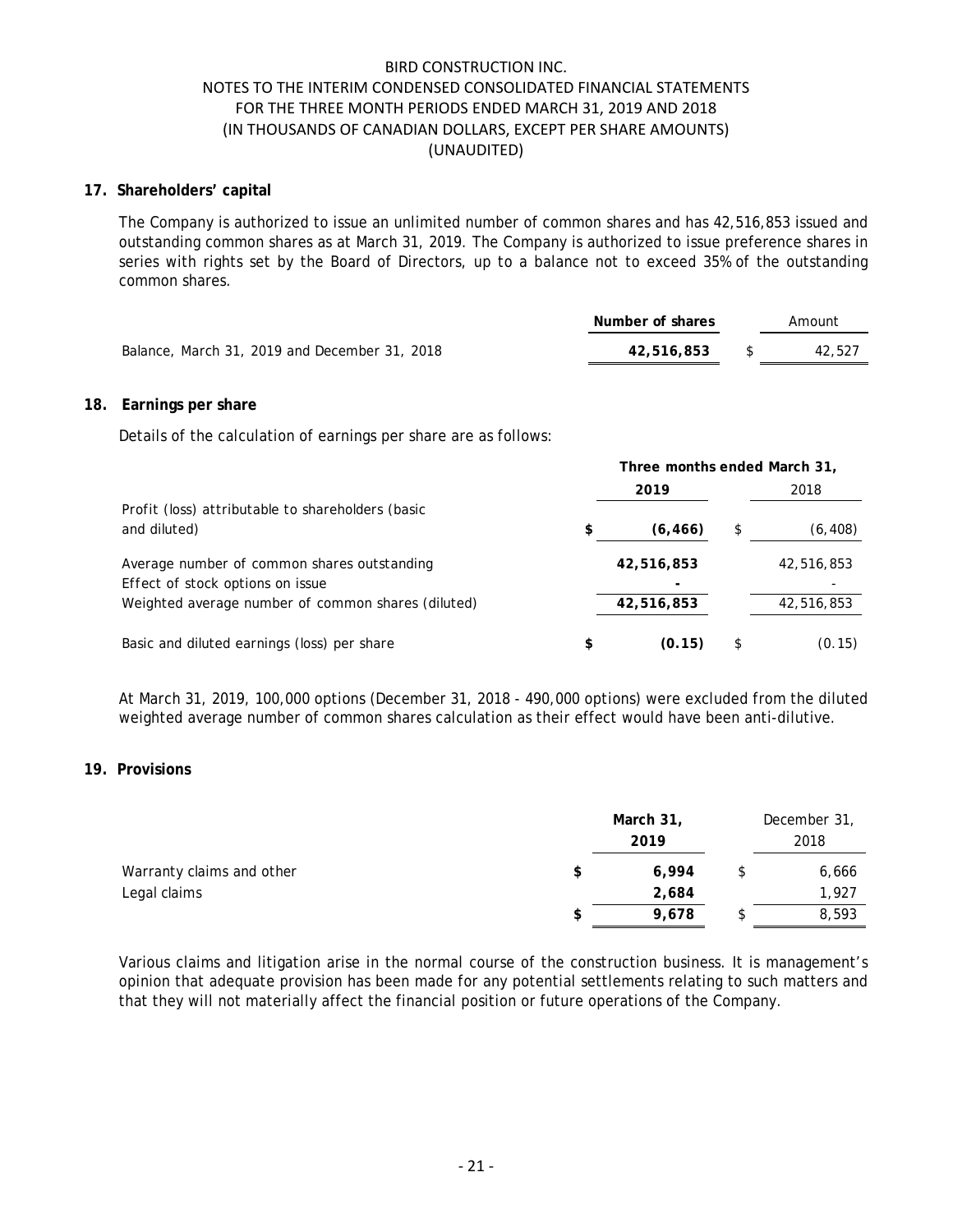## 17. Shareholders' capital

The Company is authorized to issue an unlimited number of common shares and has 42,516,853 issued and outstanding common shares as at March 31, 2019. The Company is authorized to issue preference shares in series with rights set by the Board of Directors, up to a balance not to exceed 35% of the outstanding common shares.

| | Number of shares | Amount |
|---|---|---|
| Balance, March 31, 2019 and December 31, 2018 | **42,516,853** | $ 42,527 |

## 18. Earnings per share

Details of the calculation of earnings per share are as follows:

| | Three months ended March 31, | |
|---|---|---|
| | **2019** | 2018 |
| Profit (loss) attributable to shareholders (basic and diluted) | **$ (6,466)** | $ (6,408) |
| Average number of common shares outstanding | **42,516,853** | 42,516,853 |
| Effect of stock options on issue | **-** | - |
| Weighted average number of common shares (diluted) | **42,516,853** | 42,516,853 |
| Basic and diluted earnings (loss) per share | **$ (0.15)** | $ (0.15) |

At March 31, 2019, 100,000 options (December 31, 2018 - 490,000 options) were excluded from the diluted weighted average number of common shares calculation as their effect would have been anti-dilutive.

## 19. Provisions

| | **March 31, 2019** | December 31, 2018 |
|---|---|---|
| Warranty claims and other | **$ 6,994** | $ 6,666 |
| Legal claims | **2,684** | 1,927 |
| | **$ 9,678** | $ 8,593 |

Various claims and litigation arise in the normal course of the construction business. It is management's opinion that adequate provision has been made for any potential settlements relating to such matters and that they will not materially affect the financial position or future operations of the Company.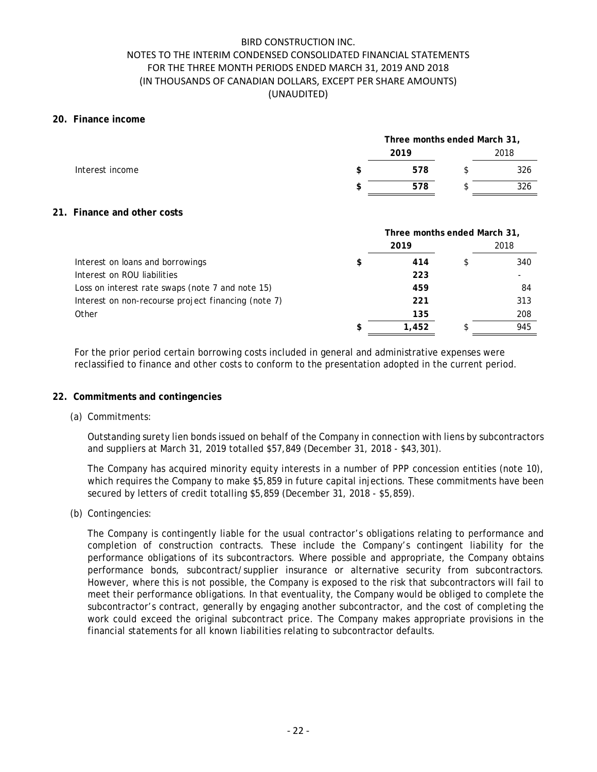## 20. Finance income

| | Three months ended March 31, | |
|---|---|---|
| | **2019** | 2018 |
| Interest income | **$ 578** | $ 326 |
| | **$ 578** | $ 326 |

## 21. Finance and other costs

| | Three months ended March 31, | |
|---|---|---|
| | **2019** | 2018 |
| Interest on loans and borrowings | **$ 414** | $ 340 |
| Interest on ROU liabilities | **223** | - |
| Loss on interest rate swaps (note 7 and note 15) | **459** | 84 |
| Interest on non-recourse project financing (note 7) | **221** | 313 |
| Other | **135** | 208 |
| | **$ 1,452** | $ 945 |

For the prior period certain borrowing costs included in general and administrative expenses were reclassified to finance and other costs to conform to the presentation adopted in the current period.

## 22. Commitments and contingencies

(a) Commitments:

Outstanding surety lien bonds issued on behalf of the Company in connection with liens by subcontractors and suppliers at March 31, 2019 totalled $57,849 (December 31, 2018 - $43,301).

The Company has acquired minority equity interests in a number of PPP concession entities (note 10), which requires the Company to make $5,859 in future capital injections. These commitments have been secured by letters of credit totalling $5,859 (December 31, 2018 - $5,859).

(b) Contingencies:

The Company is contingently liable for the usual contractor's obligations relating to performance and completion of construction contracts. These include the Company's contingent liability for the performance obligations of its subcontractors. Where possible and appropriate, the Company obtains performance bonds, subcontract/supplier insurance or alternative security from subcontractors. However, where this is not possible, the Company is exposed to the risk that subcontractors will fail to meet their performance obligations. In that eventuality, the Company would be obliged to complete the subcontractor's contract, generally by engaging another subcontractor, and the cost of completing the work could exceed the original subcontract price. The Company makes appropriate provisions in the financial statements for all known liabilities relating to subcontractor defaults.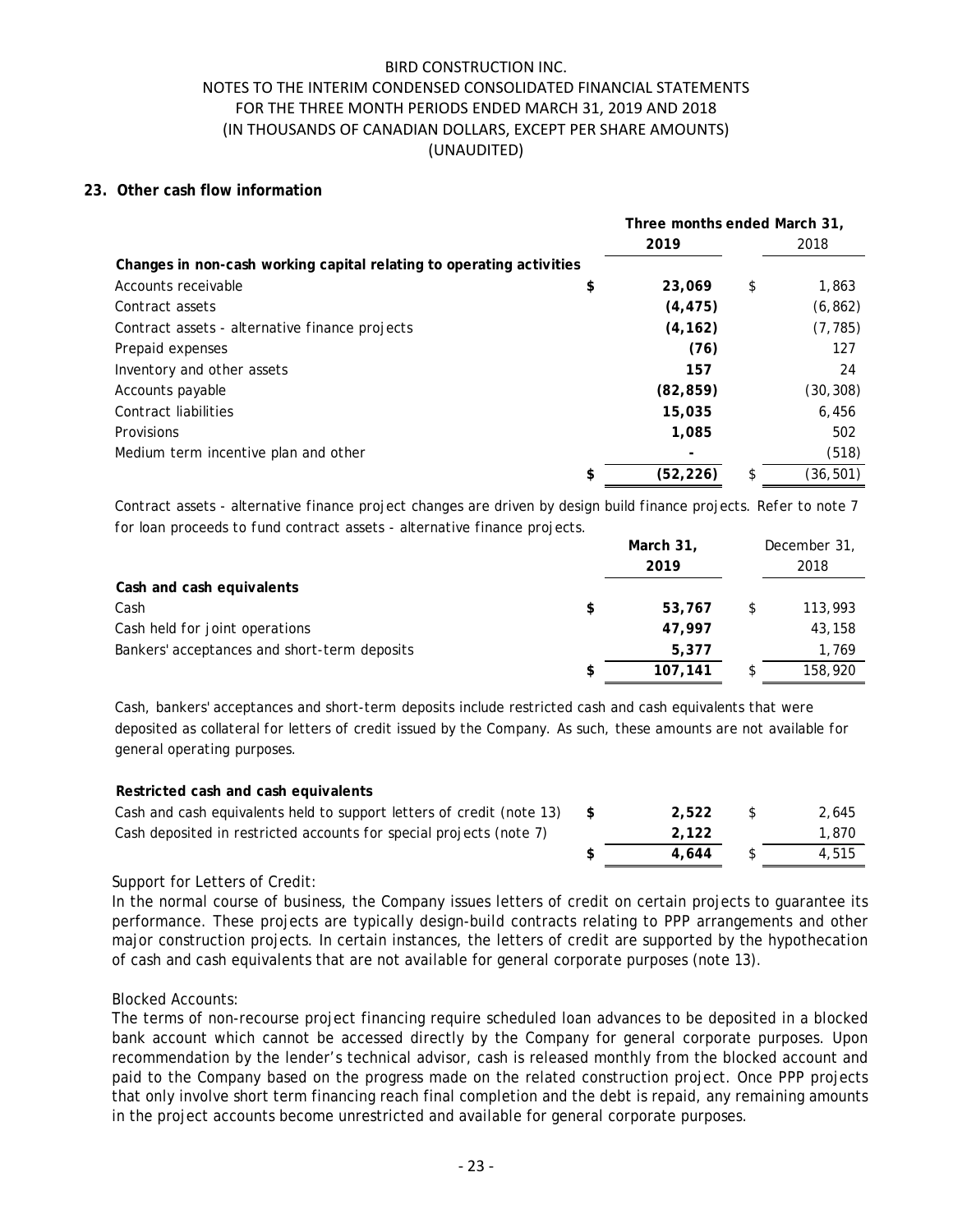## 23. Other cash flow information

| | Three months ended March 31, 2019 | 2018 |
|---|---|---|
| **Changes in non-cash working capital relating to operating activities** | | |
| Accounts receivable | **$ 23,069** | $ 1,863 |
| Contract assets | **(4,475)** | (6,862) |
| Contract assets - alternative finance projects | **(4,162)** | (7,785) |
| Prepaid expenses | **(76)** | 127 |
| Inventory and other assets | **157** | 24 |
| Accounts payable | **(82,859)** | (30,308) |
| Contract liabilities | **15,035** | 6,456 |
| Provisions | **1,085** | 502 |
| Medium term incentive plan and other | **-** | (518) |
| | **$ (52,226)** | $ (36,501) |

Contract assets - alternative finance project changes are driven by design build finance projects. Refer to note 7 for loan proceeds to fund contract assets - alternative finance projects.

| | March 31, 2019 | December 31, 2018 |
|---|---|---|
| **Cash and cash equivalents** | | |
| Cash | **$ 53,767** | $ 113,993 |
| Cash held for joint operations | **47,997** | 43,158 |
| Bankers' acceptances and short-term deposits | **5,377** | 1,769 |
| | **$ 107,141** | $ 158,920 |

Cash, bankers' acceptances and short-term deposits include restricted cash and cash equivalents that were deposited as collateral for letters of credit issued by the Company. As such, these amounts are not available for general operating purposes.

| | March 31, 2019 | December 31, 2018 |
|---|---|---|
| **Restricted cash and cash equivalents** | | |
| Cash and cash equivalents held to support letters of credit (note 13) | **$ 2,522** | $ 2,645 |
| Cash deposited in restricted accounts for special projects (note 7) | **2,122** | 1,870 |
| | **$ 4,644** | $ 4,515 |

Support for Letters of Credit:

In the normal course of business, the Company issues letters of credit on certain projects to guarantee its performance. These projects are typically design-build contracts relating to PPP arrangements and other major construction projects. In certain instances, the letters of credit are supported by the hypothecation of cash and cash equivalents that are not available for general corporate purposes (note 13).

Blocked Accounts:

The terms of non-recourse project financing require scheduled loan advances to be deposited in a blocked bank account which cannot be accessed directly by the Company for general corporate purposes. Upon recommendation by the lender's technical advisor, cash is released monthly from the blocked account and paid to the Company based on the progress made on the related construction project. Once PPP projects that only involve short term financing reach final completion and the debt is repaid, any remaining amounts in the project accounts become unrestricted and available for general corporate purposes.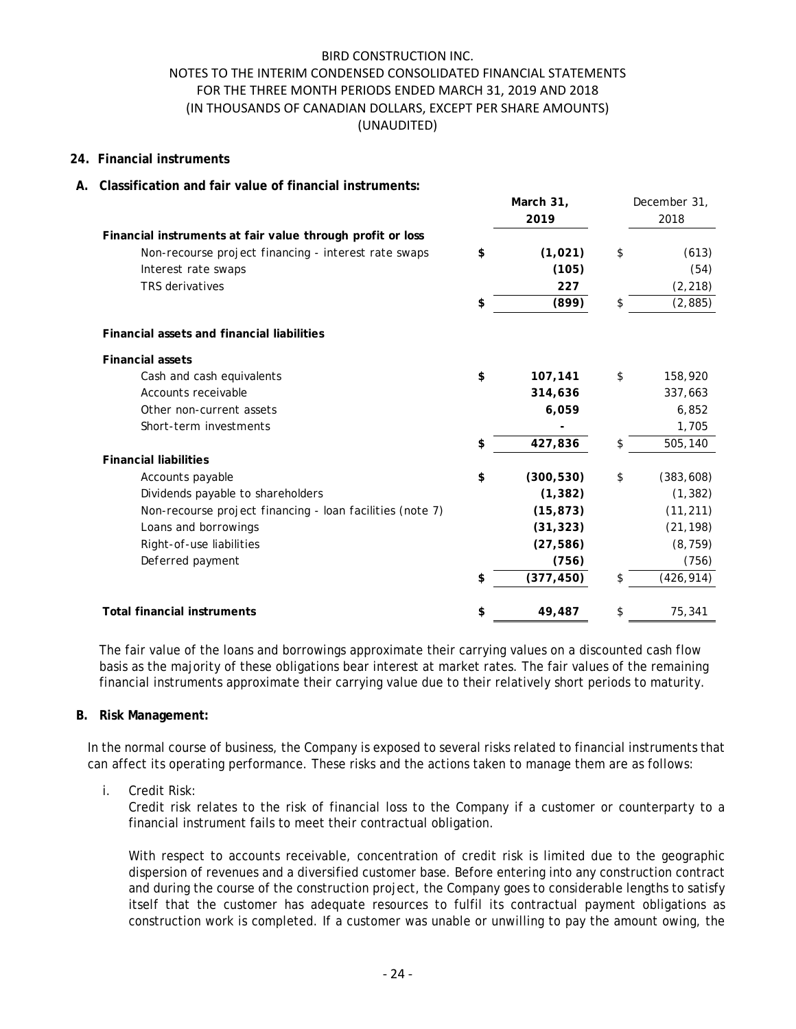## 24. Financial instruments

### A. Classification and fair value of financial instruments:

| | March 31, 2019 | December 31, 2018 |
|---|---|---|
| **Financial instruments at fair value through profit or loss** | | |
| Non-recourse project financing - interest rate swaps | **$ (1,021)** | $ (613) |
| Interest rate swaps | **(105)** | (54) |
| TRS derivatives | **227** | (2,218) |
| | **$ (899)** | $ (2,885) |
| **Financial assets and financial liabilities** | | |
| **Financial assets** | | |
| Cash and cash equivalents | **$ 107,141** | $ 158,920 |
| Accounts receivable | **314,636** | 337,663 |
| Other non-current assets | **6,059** | 6,852 |
| Short-term investments | **-** | 1,705 |
| | **$ 427,836** | $ 505,140 |
| **Financial liabilities** | | |
| Accounts payable | **$ (300,530)** | $ (383,608) |
| Dividends payable to shareholders | **(1,382)** | (1,382) |
| Non-recourse project financing - loan facilities (note 7) | **(15,873)** | (11,211) |
| Loans and borrowings | **(31,323)** | (21,198) |
| Right-of-use liabilities | **(27,586)** | (8,759) |
| Deferred payment | **(756)** | (756) |
| | **$ (377,450)** | $ (426,914) |
| **Total financial instruments** | **$ 49,487** | $ 75,341 |

The fair value of the loans and borrowings approximate their carrying values on a discounted cash flow basis as the majority of these obligations bear interest at market rates. The fair values of the remaining financial instruments approximate their carrying value due to their relatively short periods to maturity.

### B. Risk Management:

In the normal course of business, the Company is exposed to several risks related to financial instruments that can affect its operating performance. These risks and the actions taken to manage them are as follows:

i. Credit Risk:
Credit risk relates to the risk of financial loss to the Company if a customer or counterparty to a financial instrument fails to meet their contractual obligation.

With respect to accounts receivable, concentration of credit risk is limited due to the geographic dispersion of revenues and a diversified customer base. Before entering into any construction contract and during the course of the construction project, the Company goes to considerable lengths to satisfy itself that the customer has adequate resources to fulfil its contractual payment obligations as construction work is completed. If a customer was unable or unwilling to pay the amount owing, the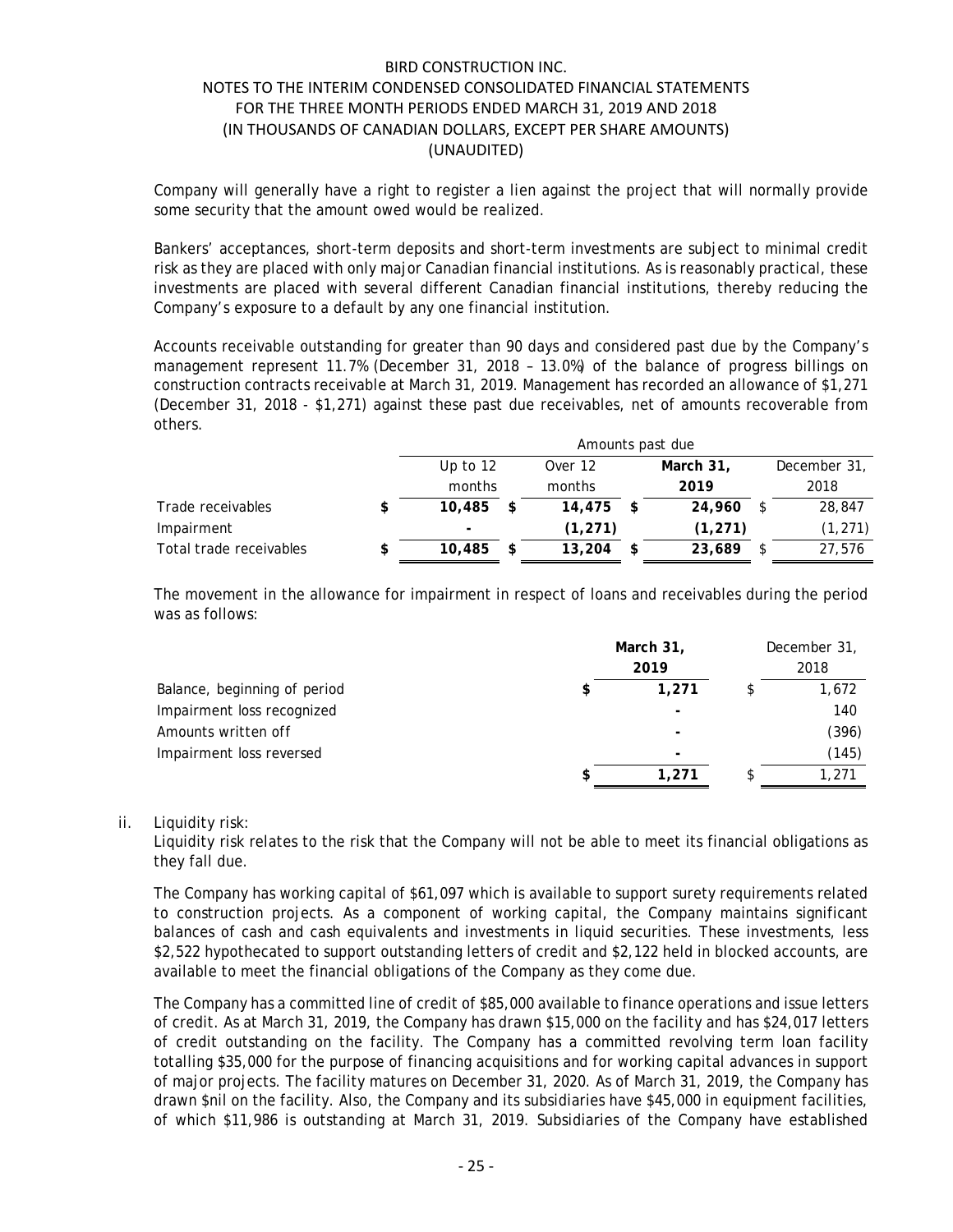Company will generally have a right to register a lien against the project that will normally provide some security that the amount owed would be realized.

Bankers' acceptances, short-term deposits and short-term investments are subject to minimal credit risk as they are placed with only major Canadian financial institutions. As is reasonably practical, these investments are placed with several different Canadian financial institutions, thereby reducing the Company's exposure to a default by any one financial institution.

Accounts receivable outstanding for greater than 90 days and considered past due by the Company's management represent 11.7% (December 31, 2018 – 13.0%) of the balance of progress billings on construction contracts receivable at March 31, 2019. Management has recorded an allowance of $1,271 (December 31, 2018 - $1,271) against these past due receivables, net of amounts recoverable from others.

| | Amounts past due | | | |
|---|---|---|---|---|
| | Up to 12 months | Over 12 months | **March 31, 2019** | December 31, 2018 |
| Trade receivables | $ **10,485** | $ **14,475** | $ **24,960** | $ 28,847 |
| Impairment | **-** | **(1,271)** | **(1,271)** | (1,271) |
| Total trade receivables | $ **10,485** | $ **13,204** | $ **23,689** | $ 27,576 |

The movement in the allowance for impairment in respect of loans and receivables during the period was as follows:

| | **March 31, 2019** | December 31, 2018 |
|---|---|---|
| Balance, beginning of period | $ **1,271** | $ 1,672 |
| Impairment loss recognized | **-** | 140 |
| Amounts written off | **-** | (396) |
| Impairment loss reversed | **-** | (145) |
| | $ **1,271** | $ 1,271 |

ii. Liquidity risk:

Liquidity risk relates to the risk that the Company will not be able to meet its financial obligations as they fall due.

The Company has working capital of $61,097 which is available to support surety requirements related to construction projects. As a component of working capital, the Company maintains significant balances of cash and cash equivalents and investments in liquid securities. These investments, less $2,522 hypothecated to support outstanding letters of credit and $2,122 held in blocked accounts, are available to meet the financial obligations of the Company as they come due.

The Company has a committed line of credit of $85,000 available to finance operations and issue letters of credit. As at March 31, 2019, the Company has drawn $15,000 on the facility and has $24,017 letters of credit outstanding on the facility. The Company has a committed revolving term loan facility totalling $35,000 for the purpose of financing acquisitions and for working capital advances in support of major projects. The facility matures on December 31, 2020. As of March 31, 2019, the Company has drawn $nil on the facility. Also, the Company and its subsidiaries have $45,000 in equipment facilities, of which $11,986 is outstanding at March 31, 2019. Subsidiaries of the Company have established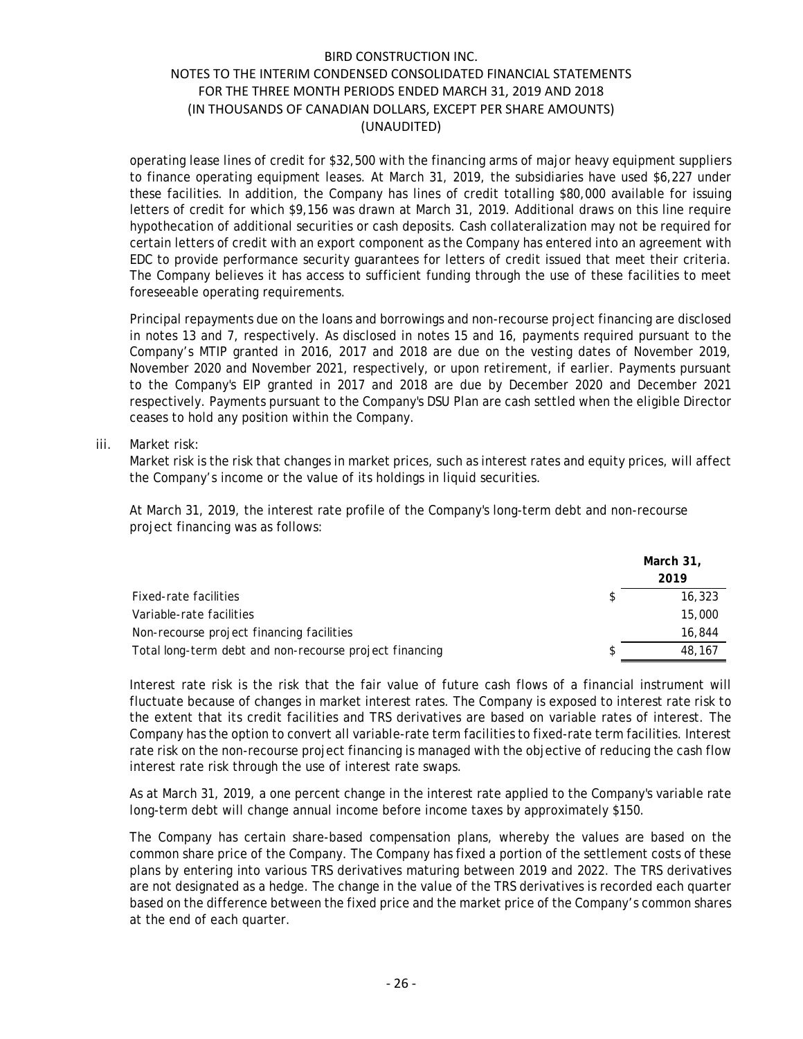operating lease lines of credit for $32,500 with the financing arms of major heavy equipment suppliers to finance operating equipment leases. At March 31, 2019, the subsidiaries have used $6,227 under these facilities. In addition, the Company has lines of credit totalling $80,000 available for issuing letters of credit for which $9,156 was drawn at March 31, 2019. Additional draws on this line require hypothecation of additional securities or cash deposits. Cash collateralization may not be required for certain letters of credit with an export component as the Company has entered into an agreement with EDC to provide performance security guarantees for letters of credit issued that meet their criteria. The Company believes it has access to sufficient funding through the use of these facilities to meet foreseeable operating requirements.

Principal repayments due on the loans and borrowings and non-recourse project financing are disclosed in notes 13 and 7, respectively. As disclosed in notes 15 and 16, payments required pursuant to the Company's MTIP granted in 2016, 2017 and 2018 are due on the vesting dates of November 2019, November 2020 and November 2021, respectively, or upon retirement, if earlier. Payments pursuant to the Company's EIP granted in 2017 and 2018 are due by December 2020 and December 2021 respectively. Payments pursuant to the Company's DSU Plan are cash settled when the eligible Director ceases to hold any position within the Company.

iii. Market risk:

Market risk is the risk that changes in market prices, such as interest rates and equity prices, will affect the Company's income or the value of its holdings in liquid securities.

At March 31, 2019, the interest rate profile of the Company's long-term debt and non-recourse project financing was as follows:

| | | March 31, 2019 |
|---|---|---|
| Fixed-rate facilities | $ | 16,323 |
| Variable-rate facilities | | 15,000 |
| Non-recourse project financing facilities | | 16,844 |
| Total long-term debt and non-recourse project financing | $ | 48,167 |

Interest rate risk is the risk that the fair value of future cash flows of a financial instrument will fluctuate because of changes in market interest rates. The Company is exposed to interest rate risk to the extent that its credit facilities and TRS derivatives are based on variable rates of interest. The Company has the option to convert all variable-rate term facilities to fixed-rate term facilities. Interest rate risk on the non-recourse project financing is managed with the objective of reducing the cash flow interest rate risk through the use of interest rate swaps.

As at March 31, 2019, a one percent change in the interest rate applied to the Company's variable rate long-term debt will change annual income before income taxes by approximately $150.

The Company has certain share-based compensation plans, whereby the values are based on the common share price of the Company. The Company has fixed a portion of the settlement costs of these plans by entering into various TRS derivatives maturing between 2019 and 2022. The TRS derivatives are not designated as a hedge. The change in the value of the TRS derivatives is recorded each quarter based on the difference between the fixed price and the market price of the Company's common shares at the end of each quarter.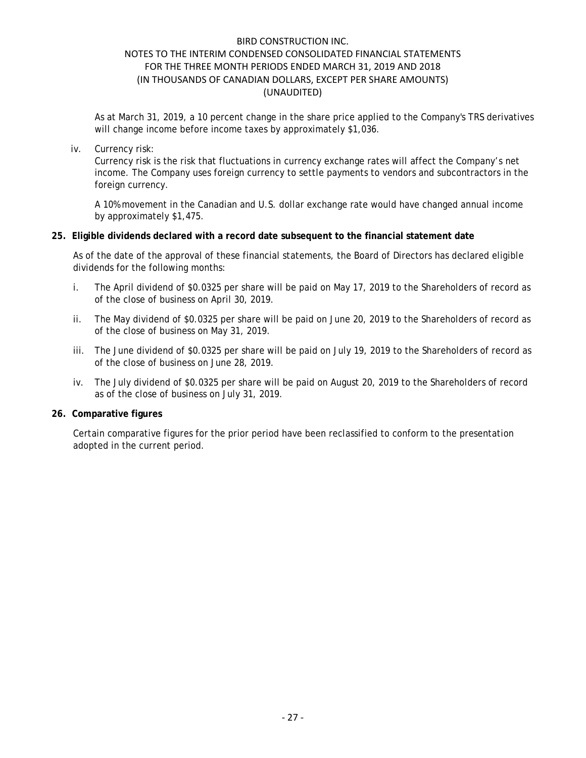As at March 31, 2019, a 10 percent change in the share price applied to the Company's TRS derivatives will change income before income taxes by approximately $1,036.

iv. Currency risk:
Currency risk is the risk that fluctuations in currency exchange rates will affect the Company's net income. The Company uses foreign currency to settle payments to vendors and subcontractors in the foreign currency.

A 10% movement in the Canadian and U.S. dollar exchange rate would have changed annual income by approximately $1,475.

**25. Eligible dividends declared with a record date subsequent to the financial statement date**

As of the date of the approval of these financial statements, the Board of Directors has declared eligible dividends for the following months:

i. The April dividend of $0.0325 per share will be paid on May 17, 2019 to the Shareholders of record as of the close of business on April 30, 2019.

ii. The May dividend of $0.0325 per share will be paid on June 20, 2019 to the Shareholders of record as of the close of business on May 31, 2019.

iii. The June dividend of $0.0325 per share will be paid on July 19, 2019 to the Shareholders of record as of the close of business on June 28, 2019.

iv. The July dividend of $0.0325 per share will be paid on August 20, 2019 to the Shareholders of record as of the close of business on July 31, 2019.

**26. Comparative figures**

Certain comparative figures for the prior period have been reclassified to conform to the presentation adopted in the current period.